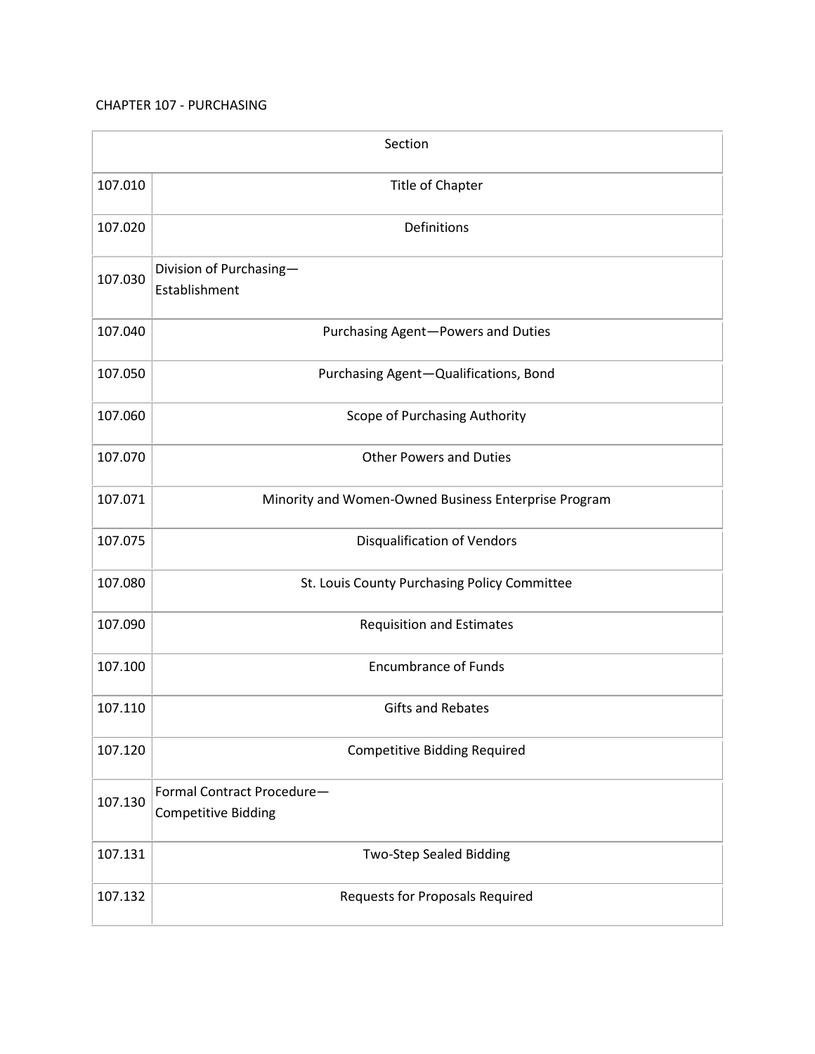CHAPTER 107 - PURCHASING

| Section | |
|---|---|
| 107.010 | Title of Chapter |
| 107.020 | Definitions |
| 107.030 | Division of Purchasing—Establishment |
| 107.040 | Purchasing Agent—Powers and Duties |
| 107.050 | Purchasing Agent—Qualifications, Bond |
| 107.060 | Scope of Purchasing Authority |
| 107.070 | Other Powers and Duties |
| 107.071 | Minority and Women-Owned Business Enterprise Program |
| 107.075 | Disqualification of Vendors |
| 107.080 | St. Louis County Purchasing Policy Committee |
| 107.090 | Requisition and Estimates |
| 107.100 | Encumbrance of Funds |
| 107.110 | Gifts and Rebates |
| 107.120 | Competitive Bidding Required |
| 107.130 | Formal Contract Procedure—Competitive Bidding |
| 107.131 | Two-Step Sealed Bidding |
| 107.132 | Requests for Proposals Required |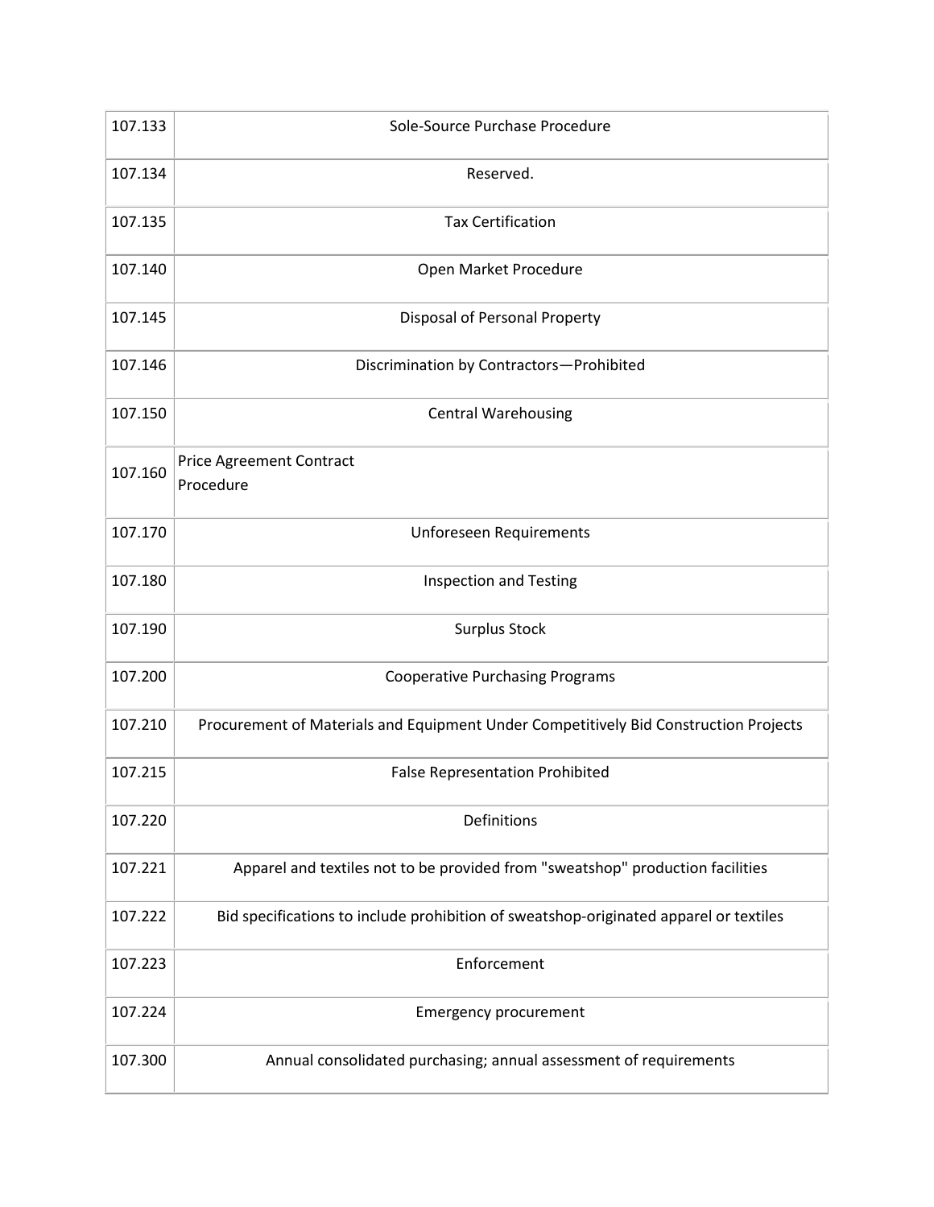| | |
|---|---|
| 107.133 | Sole-Source Purchase Procedure |
| 107.134 | Reserved. |
| 107.135 | Tax Certification |
| 107.140 | Open Market Procedure |
| 107.145 | Disposal of Personal Property |
| 107.146 | Discrimination by Contractors—Prohibited |
| 107.150 | Central Warehousing |
| 107.160 | Price Agreement Contract Procedure |
| 107.170 | Unforeseen Requirements |
| 107.180 | Inspection and Testing |
| 107.190 | Surplus Stock |
| 107.200 | Cooperative Purchasing Programs |
| 107.210 | Procurement of Materials and Equipment Under Competitively Bid Construction Projects |
| 107.215 | False Representation Prohibited |
| 107.220 | Definitions |
| 107.221 | Apparel and textiles not to be provided from "sweatshop" production facilities |
| 107.222 | Bid specifications to include prohibition of sweatshop-originated apparel or textiles |
| 107.223 | Enforcement |
| 107.224 | Emergency procurement |
| 107.300 | Annual consolidated purchasing; annual assessment of requirements |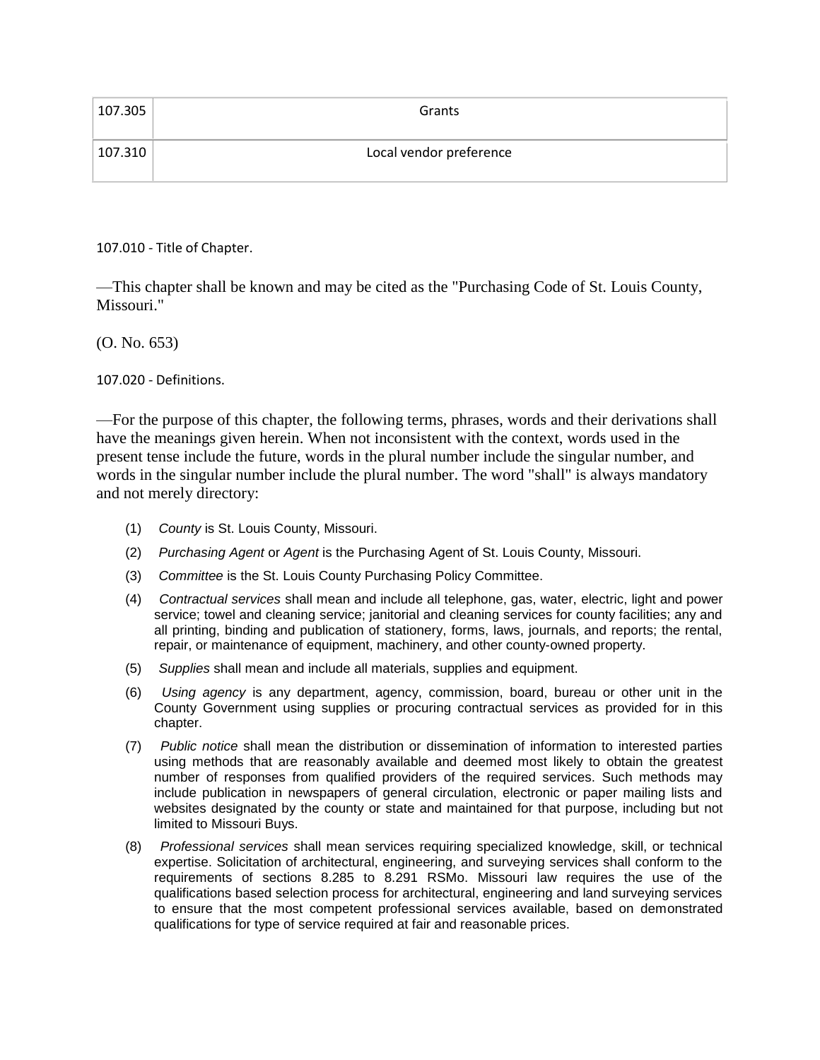| 107.305 | Grants |
|---|---|
| 107.310 | Local vendor preference |

107.010 - Title of Chapter.

—This chapter shall be known and may be cited as the "Purchasing Code of St. Louis County, Missouri."

(O. No. 653)

107.020 - Definitions.

—For the purpose of this chapter, the following terms, phrases, words and their derivations shall have the meanings given herein. When not inconsistent with the context, words used in the present tense include the future, words in the plural number include the singular number, and words in the singular number include the plural number. The word "shall" is always mandatory and not merely directory:

(1) *County* is St. Louis County, Missouri.

(2) *Purchasing Agent* or *Agent* is the Purchasing Agent of St. Louis County, Missouri.

(3) *Committee* is the St. Louis County Purchasing Policy Committee.

(4) *Contractual services* shall mean and include all telephone, gas, water, electric, light and power service; towel and cleaning service; janitorial and cleaning services for county facilities; any and all printing, binding and publication of stationery, forms, laws, journals, and reports; the rental, repair, or maintenance of equipment, machinery, and other county-owned property.

(5) *Supplies* shall mean and include all materials, supplies and equipment.

(6) *Using agency* is any department, agency, commission, board, bureau or other unit in the County Government using supplies or procuring contractual services as provided for in this chapter.

(7) *Public notice* shall mean the distribution or dissemination of information to interested parties using methods that are reasonably available and deemed most likely to obtain the greatest number of responses from qualified providers of the required services. Such methods may include publication in newspapers of general circulation, electronic or paper mailing lists and websites designated by the county or state and maintained for that purpose, including but not limited to Missouri Buys.

(8) *Professional services* shall mean services requiring specialized knowledge, skill, or technical expertise. Solicitation of architectural, engineering, and surveying services shall conform to the requirements of sections 8.285 to 8.291 RSMo. Missouri law requires the use of the qualifications based selection process for architectural, engineering and land surveying services to ensure that the most competent professional services available, based on demonstrated qualifications for type of service required at fair and reasonable prices.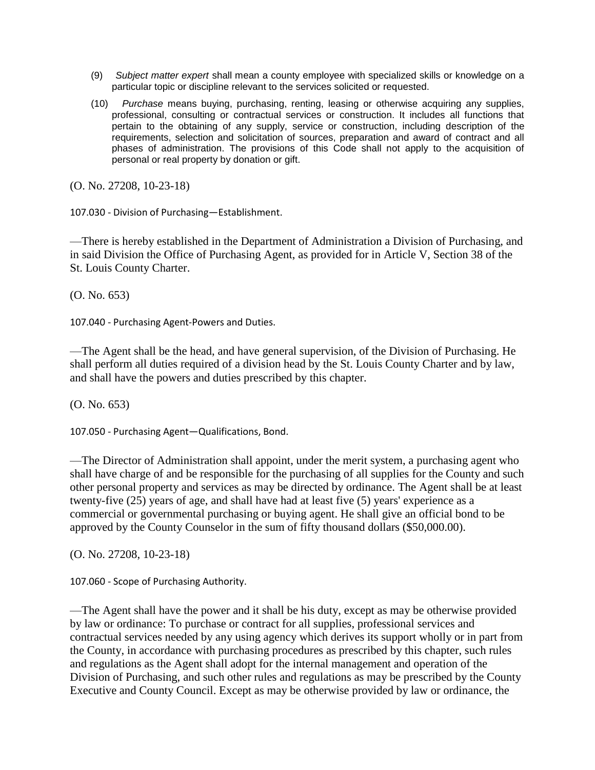(9) *Subject matter expert* shall mean a county employee with specialized skills or knowledge on a particular topic or discipline relevant to the services solicited or requested.

(10) *Purchase* means buying, purchasing, renting, leasing or otherwise acquiring any supplies, professional, consulting or contractual services or construction. It includes all functions that pertain to the obtaining of any supply, service or construction, including description of the requirements, selection and solicitation of sources, preparation and award of contract and all phases of administration. The provisions of this Code shall not apply to the acquisition of personal or real property by donation or gift.

(O. No. 27208, 10-23-18)

107.030 - Division of Purchasing—Establishment.

—There is hereby established in the Department of Administration a Division of Purchasing, and in said Division the Office of Purchasing Agent, as provided for in Article V, Section 38 of the St. Louis County Charter.

(O. No. 653)

107.040 - Purchasing Agent-Powers and Duties.

—The Agent shall be the head, and have general supervision, of the Division of Purchasing. He shall perform all duties required of a division head by the St. Louis County Charter and by law, and shall have the powers and duties prescribed by this chapter.

(O. No. 653)

107.050 - Purchasing Agent—Qualifications, Bond.

—The Director of Administration shall appoint, under the merit system, a purchasing agent who shall have charge of and be responsible for the purchasing of all supplies for the County and such other personal property and services as may be directed by ordinance. The Agent shall be at least twenty-five (25) years of age, and shall have had at least five (5) years' experience as a commercial or governmental purchasing or buying agent. He shall give an official bond to be approved by the County Counselor in the sum of fifty thousand dollars ($50,000.00).

(O. No. 27208, 10-23-18)

107.060 - Scope of Purchasing Authority.

—The Agent shall have the power and it shall be his duty, except as may be otherwise provided by law or ordinance: To purchase or contract for all supplies, professional services and contractual services needed by any using agency which derives its support wholly or in part from the County, in accordance with purchasing procedures as prescribed by this chapter, such rules and regulations as the Agent shall adopt for the internal management and operation of the Division of Purchasing, and such other rules and regulations as may be prescribed by the County Executive and County Council. Except as may be otherwise provided by law or ordinance, the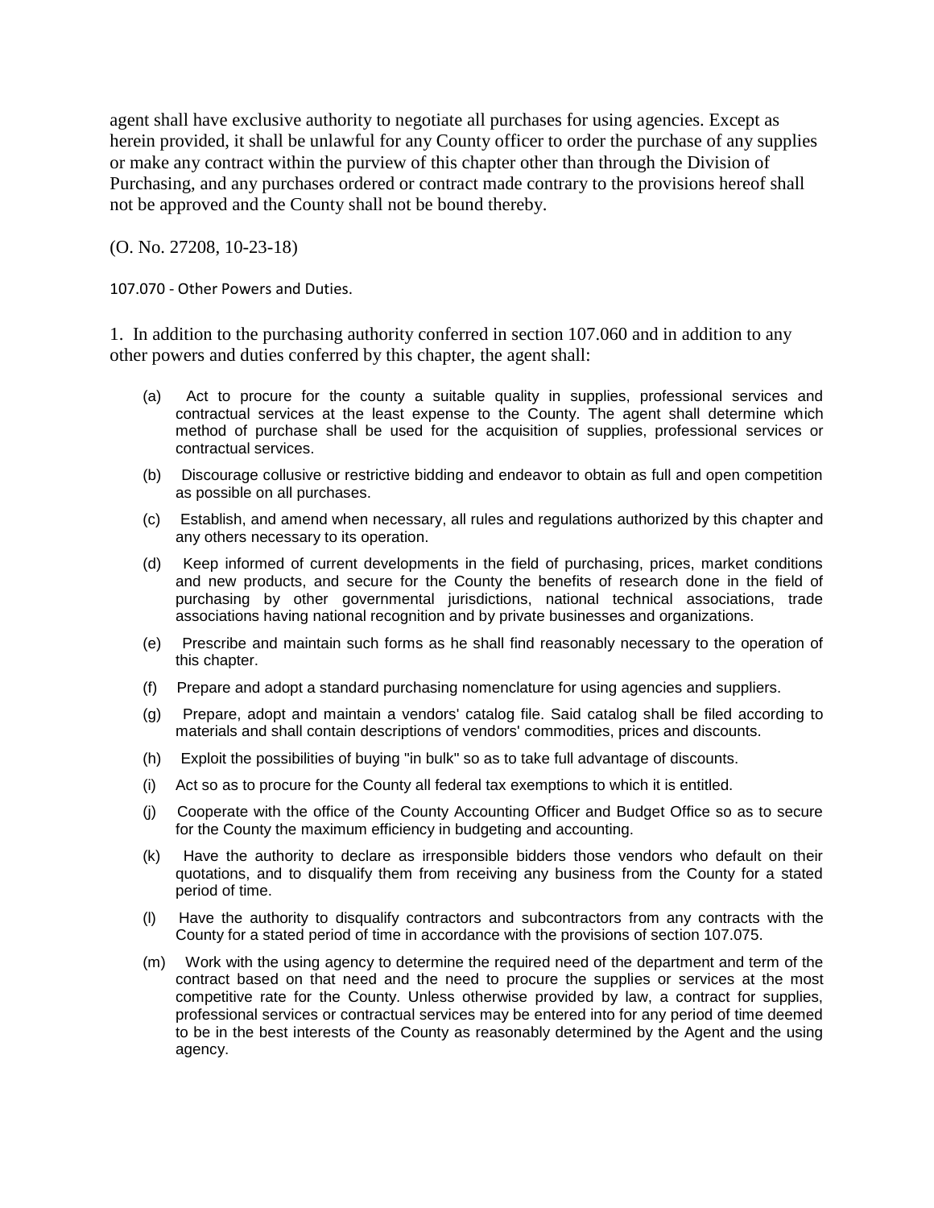agent shall have exclusive authority to negotiate all purchases for using agencies. Except as herein provided, it shall be unlawful for any County officer to order the purchase of any supplies or make any contract within the purview of this chapter other than through the Division of Purchasing, and any purchases ordered or contract made contrary to the provisions hereof shall not be approved and the County shall not be bound thereby.

(O. No. 27208, 10-23-18)

107.070 - Other Powers and Duties.

1. In addition to the purchasing authority conferred in section 107.060 and in addition to any other powers and duties conferred by this chapter, the agent shall:

(a) Act to procure for the county a suitable quality in supplies, professional services and contractual services at the least expense to the County. The agent shall determine which method of purchase shall be used for the acquisition of supplies, professional services or contractual services.

(b) Discourage collusive or restrictive bidding and endeavor to obtain as full and open competition as possible on all purchases.

(c) Establish, and amend when necessary, all rules and regulations authorized by this chapter and any others necessary to its operation.

(d) Keep informed of current developments in the field of purchasing, prices, market conditions and new products, and secure for the County the benefits of research done in the field of purchasing by other governmental jurisdictions, national technical associations, trade associations having national recognition and by private businesses and organizations.

(e) Prescribe and maintain such forms as he shall find reasonably necessary to the operation of this chapter.

(f) Prepare and adopt a standard purchasing nomenclature for using agencies and suppliers.

(g) Prepare, adopt and maintain a vendors' catalog file. Said catalog shall be filed according to materials and shall contain descriptions of vendors' commodities, prices and discounts.

(h) Exploit the possibilities of buying "in bulk" so as to take full advantage of discounts.

(i) Act so as to procure for the County all federal tax exemptions to which it is entitled.

(j) Cooperate with the office of the County Accounting Officer and Budget Office so as to secure for the County the maximum efficiency in budgeting and accounting.

(k) Have the authority to declare as irresponsible bidders those vendors who default on their quotations, and to disqualify them from receiving any business from the County for a stated period of time.

(l) Have the authority to disqualify contractors and subcontractors from any contracts with the County for a stated period of time in accordance with the provisions of section 107.075.

(m) Work with the using agency to determine the required need of the department and term of the contract based on that need and the need to procure the supplies or services at the most competitive rate for the County. Unless otherwise provided by law, a contract for supplies, professional services or contractual services may be entered into for any period of time deemed to be in the best interests of the County as reasonably determined by the Agent and the using agency.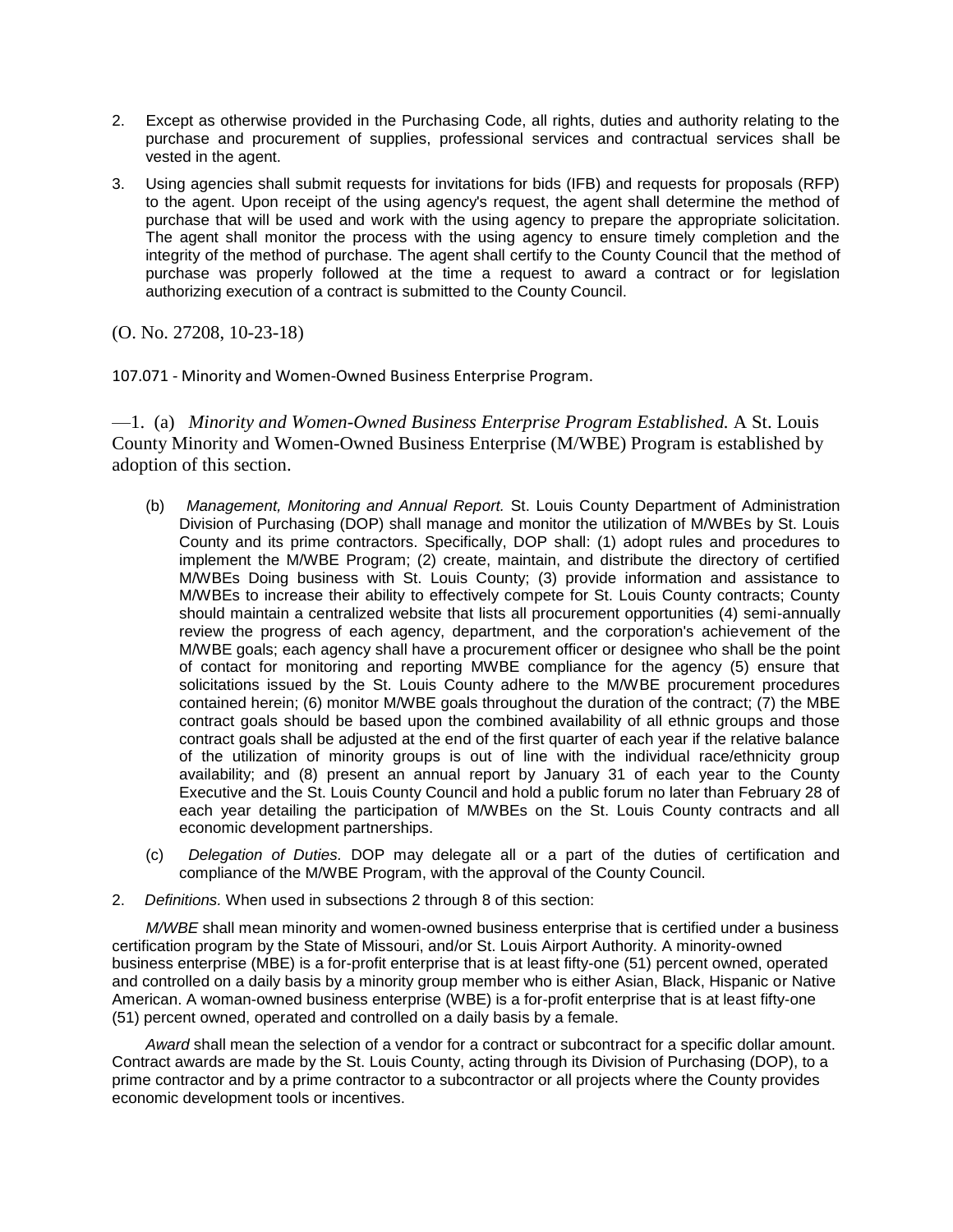2. Except as otherwise provided in the Purchasing Code, all rights, duties and authority relating to the purchase and procurement of supplies, professional services and contractual services shall be vested in the agent.

3. Using agencies shall submit requests for invitations for bids (IFB) and requests for proposals (RFP) to the agent. Upon receipt of the using agency's request, the agent shall determine the method of purchase that will be used and work with the using agency to prepare the appropriate solicitation. The agent shall monitor the process with the using agency to ensure timely completion and the integrity of the method of purchase. The agent shall certify to the County Council that the method of purchase was properly followed at the time a request to award a contract or for legislation authorizing execution of a contract is submitted to the County Council.

(O. No. 27208, 10-23-18)

107.071 - Minority and Women-Owned Business Enterprise Program.

—1. (a) *Minority and Women-Owned Business Enterprise Program Established.* A St. Louis County Minority and Women-Owned Business Enterprise (M/WBE) Program is established by adoption of this section.

(b) *Management, Monitoring and Annual Report.* St. Louis County Department of Administration Division of Purchasing (DOP) shall manage and monitor the utilization of M/WBEs by St. Louis County and its prime contractors. Specifically, DOP shall: (1) adopt rules and procedures to implement the M/WBE Program; (2) create, maintain, and distribute the directory of certified M/WBEs Doing business with St. Louis County; (3) provide information and assistance to M/WBEs to increase their ability to effectively compete for St. Louis County contracts; County should maintain a centralized website that lists all procurement opportunities (4) semi-annually review the progress of each agency, department, and the corporation's achievement of the M/WBE goals; each agency shall have a procurement officer or designee who shall be the point of contact for monitoring and reporting MWBE compliance for the agency (5) ensure that solicitations issued by the St. Louis County adhere to the M/WBE procurement procedures contained herein; (6) monitor M/WBE goals throughout the duration of the contract; (7) the MBE contract goals should be based upon the combined availability of all ethnic groups and those contract goals shall be adjusted at the end of the first quarter of each year if the relative balance of the utilization of minority groups is out of line with the individual race/ethnicity group availability; and (8) present an annual report by January 31 of each year to the County Executive and the St. Louis County Council and hold a public forum no later than February 28 of each year detailing the participation of M/WBEs on the St. Louis County contracts and all economic development partnerships.

(c) *Delegation of Duties.* DOP may delegate all or a part of the duties of certification and compliance of the M/WBE Program, with the approval of the County Council.

2. *Definitions.* When used in subsections 2 through 8 of this section:

*M/WBE* shall mean minority and women-owned business enterprise that is certified under a business certification program by the State of Missouri, and/or St. Louis Airport Authority. A minority-owned business enterprise (MBE) is a for-profit enterprise that is at least fifty-one (51) percent owned, operated and controlled on a daily basis by a minority group member who is either Asian, Black, Hispanic or Native American. A woman-owned business enterprise (WBE) is a for-profit enterprise that is at least fifty-one (51) percent owned, operated and controlled on a daily basis by a female.

*Award* shall mean the selection of a vendor for a contract or subcontract for a specific dollar amount. Contract awards are made by the St. Louis County, acting through its Division of Purchasing (DOP), to a prime contractor and by a prime contractor to a subcontractor or all projects where the County provides economic development tools or incentives.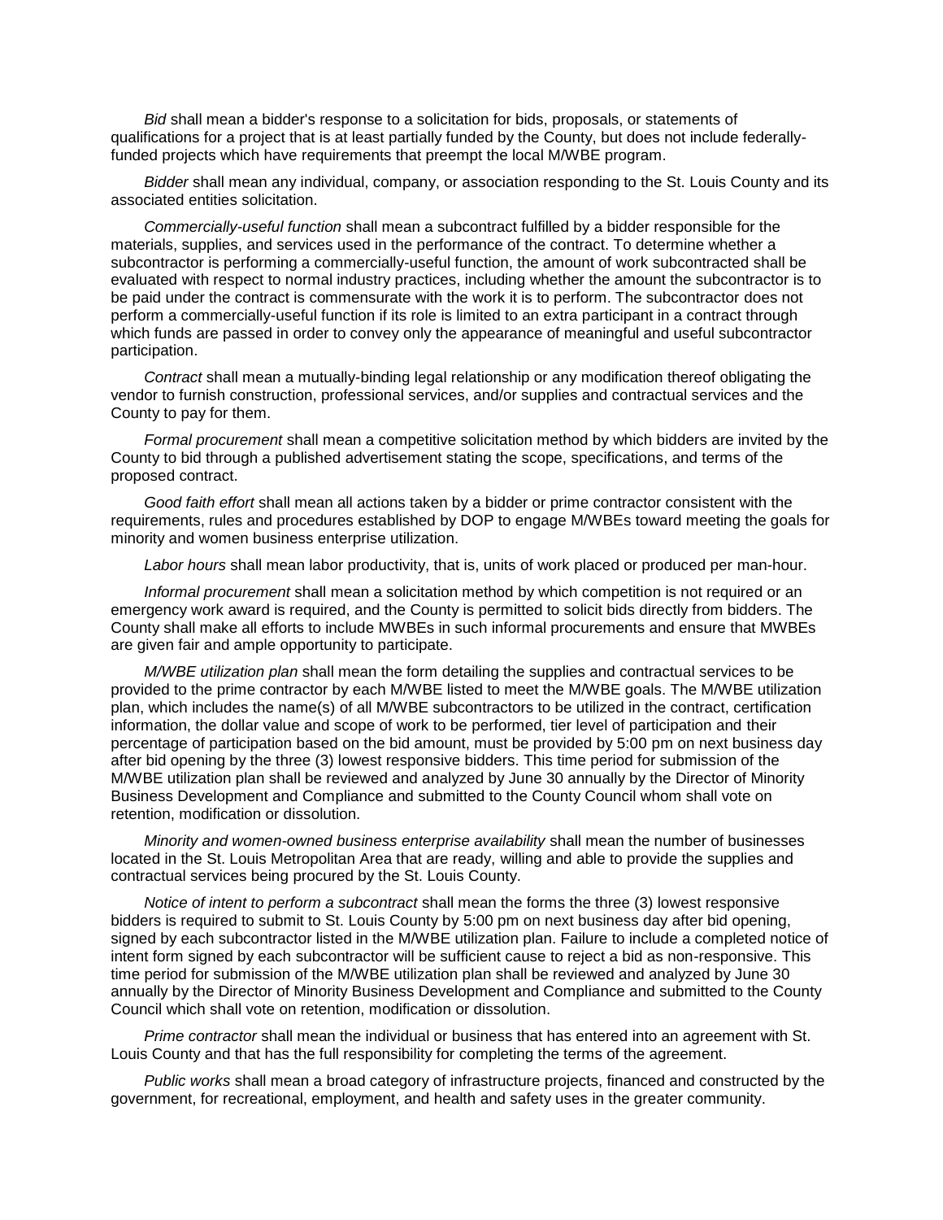*Bid* shall mean a bidder's response to a solicitation for bids, proposals, or statements of qualifications for a project that is at least partially funded by the County, but does not include federally-funded projects which have requirements that preempt the local M/WBE program.

*Bidder* shall mean any individual, company, or association responding to the St. Louis County and its associated entities solicitation.

*Commercially-useful function* shall mean a subcontract fulfilled by a bidder responsible for the materials, supplies, and services used in the performance of the contract. To determine whether a subcontractor is performing a commercially-useful function, the amount of work subcontracted shall be evaluated with respect to normal industry practices, including whether the amount the subcontractor is to be paid under the contract is commensurate with the work it is to perform. The subcontractor does not perform a commercially-useful function if its role is limited to an extra participant in a contract through which funds are passed in order to convey only the appearance of meaningful and useful subcontractor participation.

*Contract* shall mean a mutually-binding legal relationship or any modification thereof obligating the vendor to furnish construction, professional services, and/or supplies and contractual services and the County to pay for them.

*Formal procurement* shall mean a competitive solicitation method by which bidders are invited by the County to bid through a published advertisement stating the scope, specifications, and terms of the proposed contract.

*Good faith effort* shall mean all actions taken by a bidder or prime contractor consistent with the requirements, rules and procedures established by DOP to engage M/WBEs toward meeting the goals for minority and women business enterprise utilization.

*Labor hours* shall mean labor productivity, that is, units of work placed or produced per man-hour.

*Informal procurement* shall mean a solicitation method by which competition is not required or an emergency work award is required, and the County is permitted to solicit bids directly from bidders. The County shall make all efforts to include MWBEs in such informal procurements and ensure that MWBEs are given fair and ample opportunity to participate.

*M/WBE utilization plan* shall mean the form detailing the supplies and contractual services to be provided to the prime contractor by each M/WBE listed to meet the M/WBE goals. The M/WBE utilization plan, which includes the name(s) of all M/WBE subcontractors to be utilized in the contract, certification information, the dollar value and scope of work to be performed, tier level of participation and their percentage of participation based on the bid amount, must be provided by 5:00 pm on next business day after bid opening by the three (3) lowest responsive bidders. This time period for submission of the M/WBE utilization plan shall be reviewed and analyzed by June 30 annually by the Director of Minority Business Development and Compliance and submitted to the County Council whom shall vote on retention, modification or dissolution.

*Minority and women-owned business enterprise availability* shall mean the number of businesses located in the St. Louis Metropolitan Area that are ready, willing and able to provide the supplies and contractual services being procured by the St. Louis County.

*Notice of intent to perform a subcontract* shall mean the forms the three (3) lowest responsive bidders is required to submit to St. Louis County by 5:00 pm on next business day after bid opening, signed by each subcontractor listed in the M/WBE utilization plan. Failure to include a completed notice of intent form signed by each subcontractor will be sufficient cause to reject a bid as non-responsive. This time period for submission of the M/WBE utilization plan shall be reviewed and analyzed by June 30 annually by the Director of Minority Business Development and Compliance and submitted to the County Council which shall vote on retention, modification or dissolution.

*Prime contractor* shall mean the individual or business that has entered into an agreement with St. Louis County and that has the full responsibility for completing the terms of the agreement.

*Public works* shall mean a broad category of infrastructure projects, financed and constructed by the government, for recreational, employment, and health and safety uses in the greater community.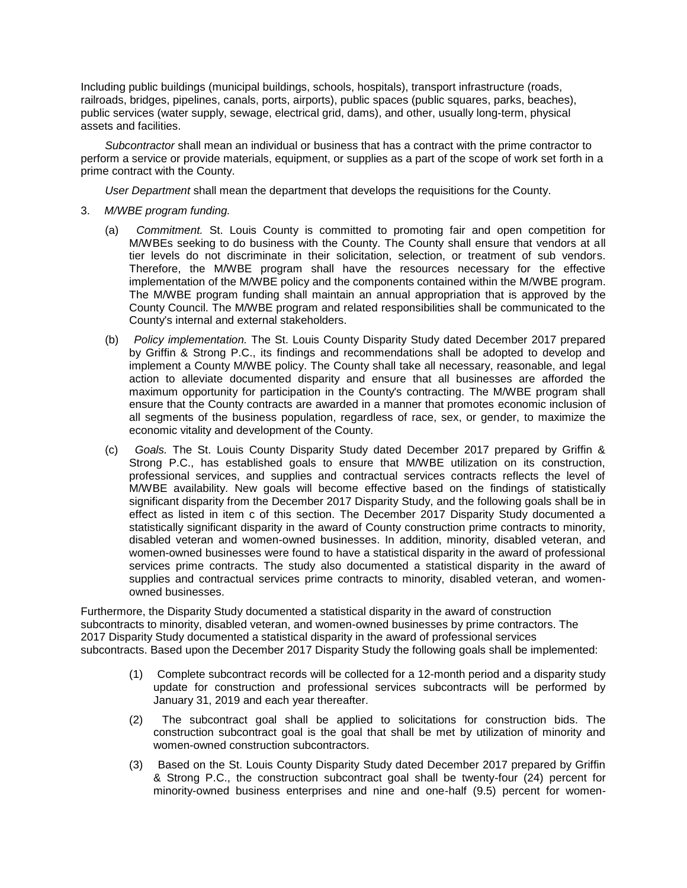Including public buildings (municipal buildings, schools, hospitals), transport infrastructure (roads, railroads, bridges, pipelines, canals, ports, airports), public spaces (public squares, parks, beaches), public services (water supply, sewage, electrical grid, dams), and other, usually long-term, physical assets and facilities.

*Subcontractor* shall mean an individual or business that has a contract with the prime contractor to perform a service or provide materials, equipment, or supplies as a part of the scope of work set forth in a prime contract with the County.

*User Department* shall mean the department that develops the requisitions for the County.

3. *M/WBE program funding.*

   (a) *Commitment.* St. Louis County is committed to promoting fair and open competition for M/WBEs seeking to do business with the County. The County shall ensure that vendors at all tier levels do not discriminate in their solicitation, selection, or treatment of sub vendors. Therefore, the M/WBE program shall have the resources necessary for the effective implementation of the M/WBE policy and the components contained within the M/WBE program. The M/WBE program funding shall maintain an annual appropriation that is approved by the County Council. The M/WBE program and related responsibilities shall be communicated to the County's internal and external stakeholders.

   (b) *Policy implementation.* The St. Louis County Disparity Study dated December 2017 prepared by Griffin & Strong P.C., its findings and recommendations shall be adopted to develop and implement a County M/WBE policy. The County shall take all necessary, reasonable, and legal action to alleviate documented disparity and ensure that all businesses are afforded the maximum opportunity for participation in the County's contracting. The M/WBE program shall ensure that the County contracts are awarded in a manner that promotes economic inclusion of all segments of the business population, regardless of race, sex, or gender, to maximize the economic vitality and development of the County.

   (c) *Goals.* The St. Louis County Disparity Study dated December 2017 prepared by Griffin & Strong P.C., has established goals to ensure that M/WBE utilization on its construction, professional services, and supplies and contractual services contracts reflects the level of M/WBE availability. New goals will become effective based on the findings of statistically significant disparity from the December 2017 Disparity Study, and the following goals shall be in effect as listed in item c of this section. The December 2017 Disparity Study documented a statistically significant disparity in the award of County construction prime contracts to minority, disabled veteran and women-owned businesses. In addition, minority, disabled veteran, and women-owned businesses were found to have a statistical disparity in the award of professional services prime contracts. The study also documented a statistical disparity in the award of supplies and contractual services prime contracts to minority, disabled veteran, and women-owned businesses.

Furthermore, the Disparity Study documented a statistical disparity in the award of construction subcontracts to minority, disabled veteran, and women-owned businesses by prime contractors. The 2017 Disparity Study documented a statistical disparity in the award of professional services subcontracts. Based upon the December 2017 Disparity Study the following goals shall be implemented:

   (1) Complete subcontract records will be collected for a 12-month period and a disparity study update for construction and professional services subcontracts will be performed by January 31, 2019 and each year thereafter.

   (2) The subcontract goal shall be applied to solicitations for construction bids. The construction subcontract goal is the goal that shall be met by utilization of minority and women-owned construction subcontractors.

   (3) Based on the St. Louis County Disparity Study dated December 2017 prepared by Griffin & Strong P.C., the construction subcontract goal shall be twenty-four (24) percent for minority-owned business enterprises and nine and one-half (9.5) percent for women-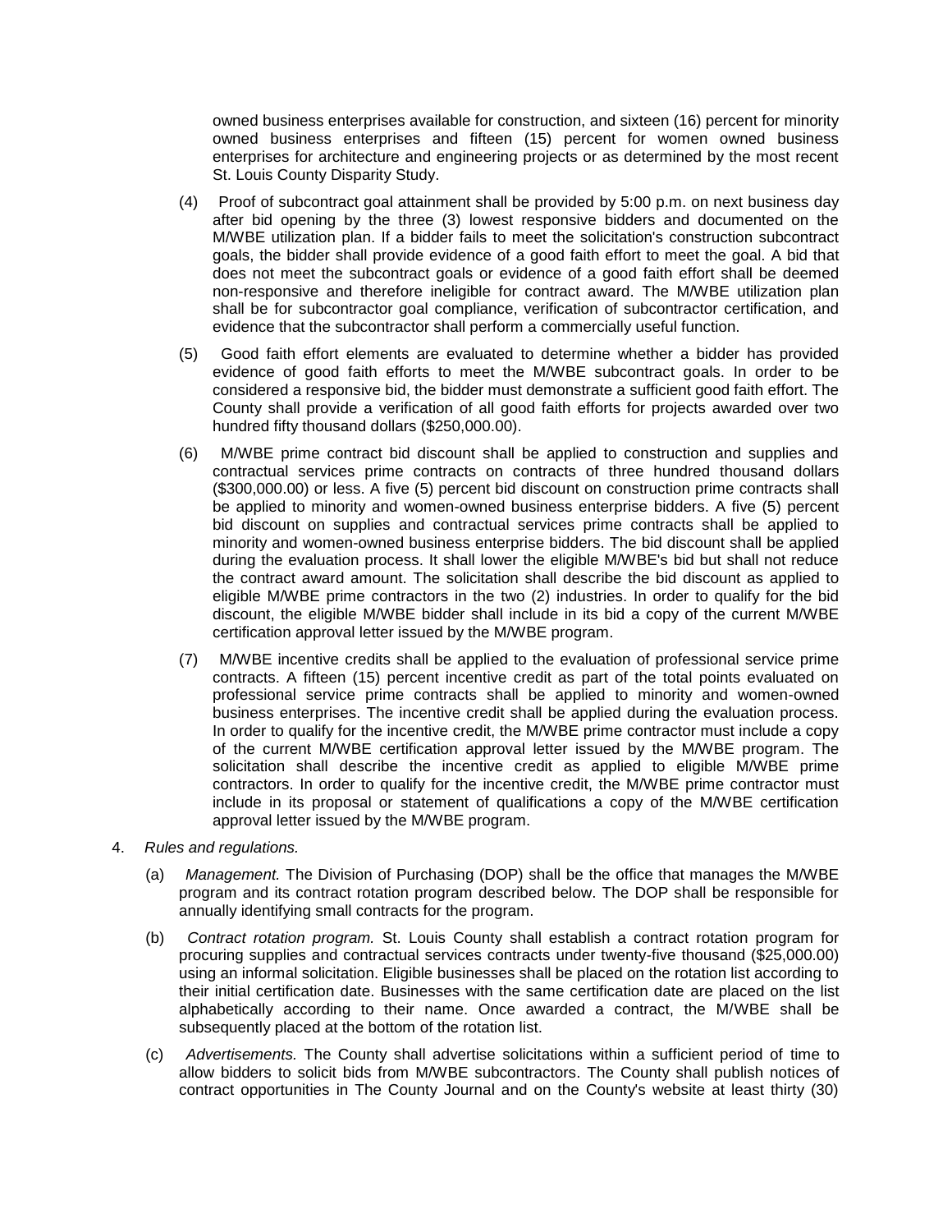owned business enterprises available for construction, and sixteen (16) percent for minority owned business enterprises and fifteen (15) percent for women owned business enterprises for architecture and engineering projects or as determined by the most recent St. Louis County Disparity Study.

(4) Proof of subcontract goal attainment shall be provided by 5:00 p.m. on next business day after bid opening by the three (3) lowest responsive bidders and documented on the M/WBE utilization plan. If a bidder fails to meet the solicitation's construction subcontract goals, the bidder shall provide evidence of a good faith effort to meet the goal. A bid that does not meet the subcontract goals or evidence of a good faith effort shall be deemed non-responsive and therefore ineligible for contract award. The M/WBE utilization plan shall be for subcontractor goal compliance, verification of subcontractor certification, and evidence that the subcontractor shall perform a commercially useful function.

(5) Good faith effort elements are evaluated to determine whether a bidder has provided evidence of good faith efforts to meet the M/WBE subcontract goals. In order to be considered a responsive bid, the bidder must demonstrate a sufficient good faith effort. The County shall provide a verification of all good faith efforts for projects awarded over two hundred fifty thousand dollars ($250,000.00).

(6) M/WBE prime contract bid discount shall be applied to construction and supplies and contractual services prime contracts on contracts of three hundred thousand dollars ($300,000.00) or less. A five (5) percent bid discount on construction prime contracts shall be applied to minority and women-owned business enterprise bidders. A five (5) percent bid discount on supplies and contractual services prime contracts shall be applied to minority and women-owned business enterprise bidders. The bid discount shall be applied during the evaluation process. It shall lower the eligible M/WBE's bid but shall not reduce the contract award amount. The solicitation shall describe the bid discount as applied to eligible M/WBE prime contractors in the two (2) industries. In order to qualify for the bid discount, the eligible M/WBE bidder shall include in its bid a copy of the current M/WBE certification approval letter issued by the M/WBE program.

(7) M/WBE incentive credits shall be applied to the evaluation of professional service prime contracts. A fifteen (15) percent incentive credit as part of the total points evaluated on professional service prime contracts shall be applied to minority and women-owned business enterprises. The incentive credit shall be applied during the evaluation process. In order to qualify for the incentive credit, the M/WBE prime contractor must include a copy of the current M/WBE certification approval letter issued by the M/WBE program. The solicitation shall describe the incentive credit as applied to eligible M/WBE prime contractors. In order to qualify for the incentive credit, the M/WBE prime contractor must include in its proposal or statement of qualifications a copy of the M/WBE certification approval letter issued by the M/WBE program.

4. *Rules and regulations.*

(a) *Management.* The Division of Purchasing (DOP) shall be the office that manages the M/WBE program and its contract rotation program described below. The DOP shall be responsible for annually identifying small contracts for the program.

(b) *Contract rotation program.* St. Louis County shall establish a contract rotation program for procuring supplies and contractual services contracts under twenty-five thousand ($25,000.00) using an informal solicitation. Eligible businesses shall be placed on the rotation list according to their initial certification date. Businesses with the same certification date are placed on the list alphabetically according to their name. Once awarded a contract, the M/WBE shall be subsequently placed at the bottom of the rotation list.

(c) *Advertisements.* The County shall advertise solicitations within a sufficient period of time to allow bidders to solicit bids from M/WBE subcontractors. The County shall publish notices of contract opportunities in The County Journal and on the County's website at least thirty (30)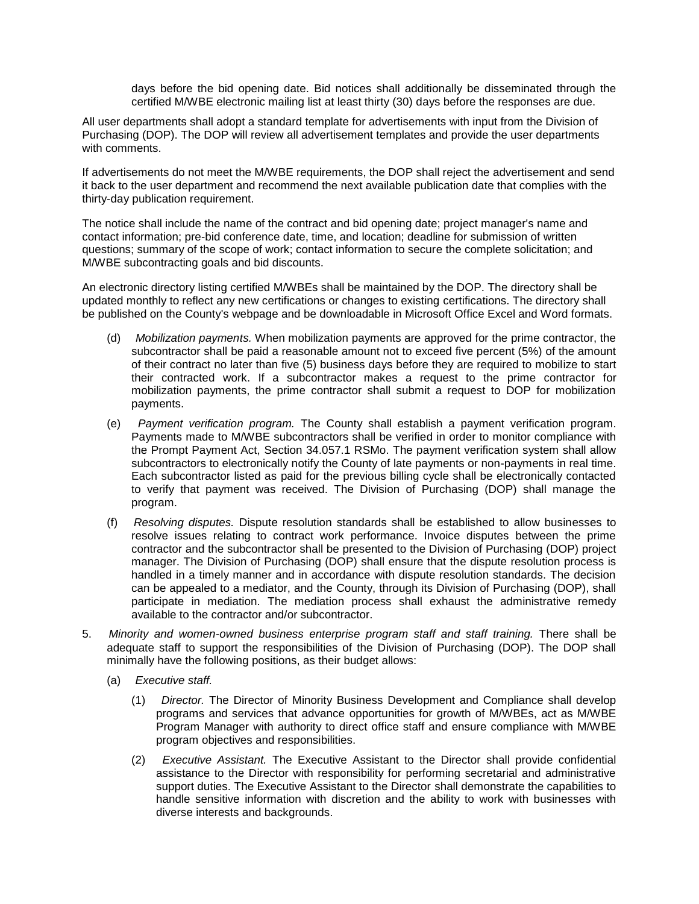days before the bid opening date. Bid notices shall additionally be disseminated through the certified M/WBE electronic mailing list at least thirty (30) days before the responses are due.

All user departments shall adopt a standard template for advertisements with input from the Division of Purchasing (DOP). The DOP will review all advertisement templates and provide the user departments with comments.

If advertisements do not meet the M/WBE requirements, the DOP shall reject the advertisement and send it back to the user department and recommend the next available publication date that complies with the thirty-day publication requirement.

The notice shall include the name of the contract and bid opening date; project manager's name and contact information; pre-bid conference date, time, and location; deadline for submission of written questions; summary of the scope of work; contact information to secure the complete solicitation; and M/WBE subcontracting goals and bid discounts.

An electronic directory listing certified M/WBEs shall be maintained by the DOP. The directory shall be updated monthly to reflect any new certifications or changes to existing certifications. The directory shall be published on the County's webpage and be downloadable in Microsoft Office Excel and Word formats.

(d) *Mobilization payments.* When mobilization payments are approved for the prime contractor, the subcontractor shall be paid a reasonable amount not to exceed five percent (5%) of the amount of their contract no later than five (5) business days before they are required to mobilize to start their contracted work. If a subcontractor makes a request to the prime contractor for mobilization payments, the prime contractor shall submit a request to DOP for mobilization payments.

(e) *Payment verification program.* The County shall establish a payment verification program. Payments made to M/WBE subcontractors shall be verified in order to monitor compliance with the Prompt Payment Act, Section 34.057.1 RSMo. The payment verification system shall allow subcontractors to electronically notify the County of late payments or non-payments in real time. Each subcontractor listed as paid for the previous billing cycle shall be electronically contacted to verify that payment was received. The Division of Purchasing (DOP) shall manage the program.

(f) *Resolving disputes.* Dispute resolution standards shall be established to allow businesses to resolve issues relating to contract work performance. Invoice disputes between the prime contractor and the subcontractor shall be presented to the Division of Purchasing (DOP) project manager. The Division of Purchasing (DOP) shall ensure that the dispute resolution process is handled in a timely manner and in accordance with dispute resolution standards. The decision can be appealed to a mediator, and the County, through its Division of Purchasing (DOP), shall participate in mediation. The mediation process shall exhaust the administrative remedy available to the contractor and/or subcontractor.

5. *Minority and women-owned business enterprise program staff and staff training.* There shall be adequate staff to support the responsibilities of the Division of Purchasing (DOP). The DOP shall minimally have the following positions, as their budget allows:

   (a) *Executive staff.*

      (1) *Director.* The Director of Minority Business Development and Compliance shall develop programs and services that advance opportunities for growth of M/WBEs, act as M/WBE Program Manager with authority to direct office staff and ensure compliance with M/WBE program objectives and responsibilities.

      (2) *Executive Assistant.* The Executive Assistant to the Director shall provide confidential assistance to the Director with responsibility for performing secretarial and administrative support duties. The Executive Assistant to the Director shall demonstrate the capabilities to handle sensitive information with discretion and the ability to work with businesses with diverse interests and backgrounds.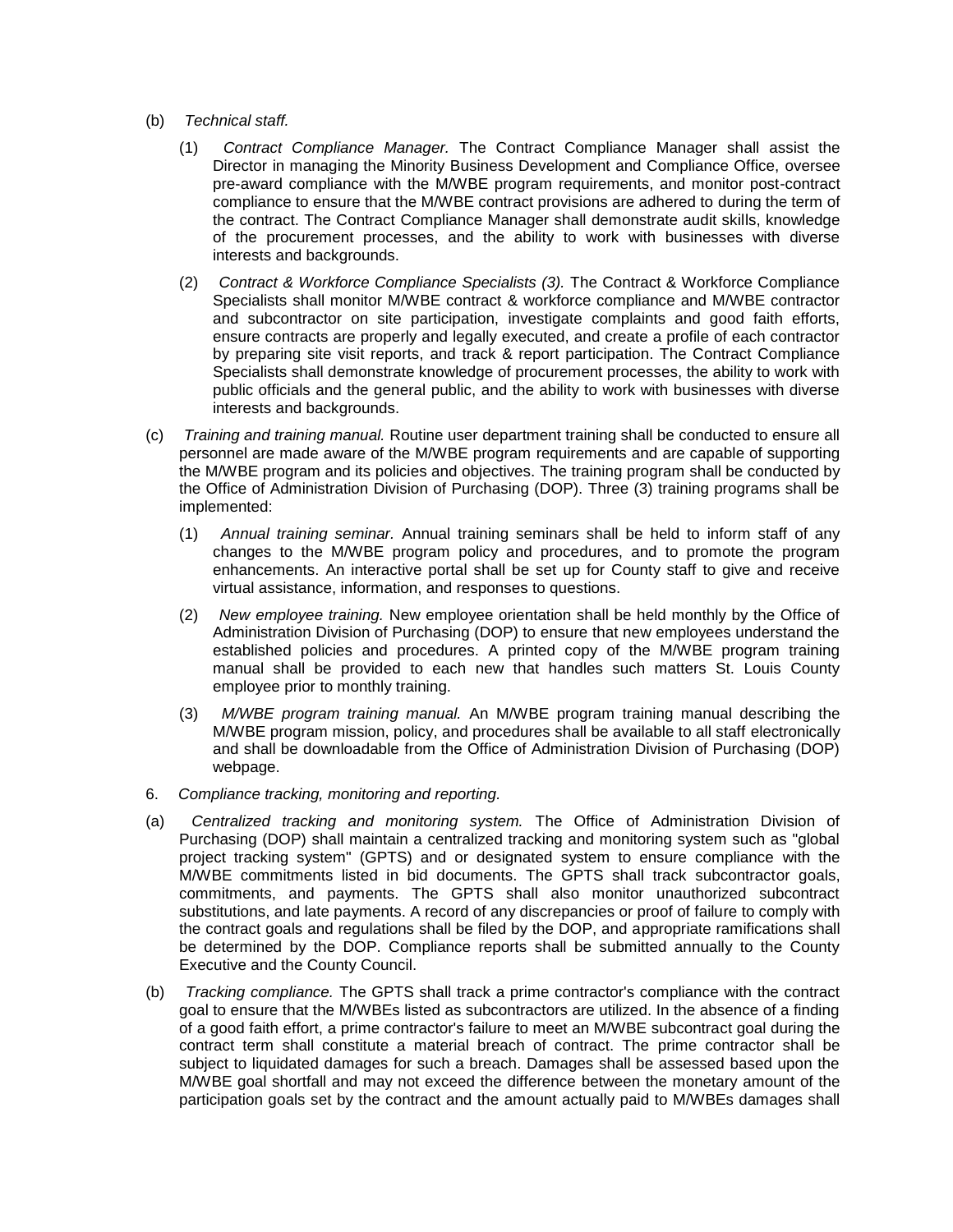(b) *Technical staff.*

(1) *Contract Compliance Manager.* The Contract Compliance Manager shall assist the Director in managing the Minority Business Development and Compliance Office, oversee pre-award compliance with the M/WBE program requirements, and monitor post-contract compliance to ensure that the M/WBE contract provisions are adhered to during the term of the contract. The Contract Compliance Manager shall demonstrate audit skills, knowledge of the procurement processes, and the ability to work with businesses with diverse interests and backgrounds.

(2) *Contract & Workforce Compliance Specialists (3).* The Contract & Workforce Compliance Specialists shall monitor M/WBE contract & workforce compliance and M/WBE contractor and subcontractor on site participation, investigate complaints and good faith efforts, ensure contracts are properly and legally executed, and create a profile of each contractor by preparing site visit reports, and track & report participation. The Contract Compliance Specialists shall demonstrate knowledge of procurement processes, the ability to work with public officials and the general public, and the ability to work with businesses with diverse interests and backgrounds.

(c) *Training and training manual.* Routine user department training shall be conducted to ensure all personnel are made aware of the M/WBE program requirements and are capable of supporting the M/WBE program and its policies and objectives. The training program shall be conducted by the Office of Administration Division of Purchasing (DOP). Three (3) training programs shall be implemented:

(1) *Annual training seminar.* Annual training seminars shall be held to inform staff of any changes to the M/WBE program policy and procedures, and to promote the program enhancements. An interactive portal shall be set up for County staff to give and receive virtual assistance, information, and responses to questions.

(2) *New employee training.* New employee orientation shall be held monthly by the Office of Administration Division of Purchasing (DOP) to ensure that new employees understand the established policies and procedures. A printed copy of the M/WBE program training manual shall be provided to each new that handles such matters St. Louis County employee prior to monthly training.

(3) *M/WBE program training manual.* An M/WBE program training manual describing the M/WBE program mission, policy, and procedures shall be available to all staff electronically and shall be downloadable from the Office of Administration Division of Purchasing (DOP) webpage.

6. *Compliance tracking, monitoring and reporting.*

(a) *Centralized tracking and monitoring system.* The Office of Administration Division of Purchasing (DOP) shall maintain a centralized tracking and monitoring system such as "global project tracking system" (GPTS) and or designated system to ensure compliance with the M/WBE commitments listed in bid documents. The GPTS shall track subcontractor goals, commitments, and payments. The GPTS shall also monitor unauthorized subcontract substitutions, and late payments. A record of any discrepancies or proof of failure to comply with the contract goals and regulations shall be filed by the DOP, and appropriate ramifications shall be determined by the DOP. Compliance reports shall be submitted annually to the County Executive and the County Council.

(b) *Tracking compliance.* The GPTS shall track a prime contractor's compliance with the contract goal to ensure that the M/WBEs listed as subcontractors are utilized. In the absence of a finding of a good faith effort, a prime contractor's failure to meet an M/WBE subcontract goal during the contract term shall constitute a material breach of contract. The prime contractor shall be subject to liquidated damages for such a breach. Damages shall be assessed based upon the M/WBE goal shortfall and may not exceed the difference between the monetary amount of the participation goals set by the contract and the amount actually paid to M/WBEs damages shall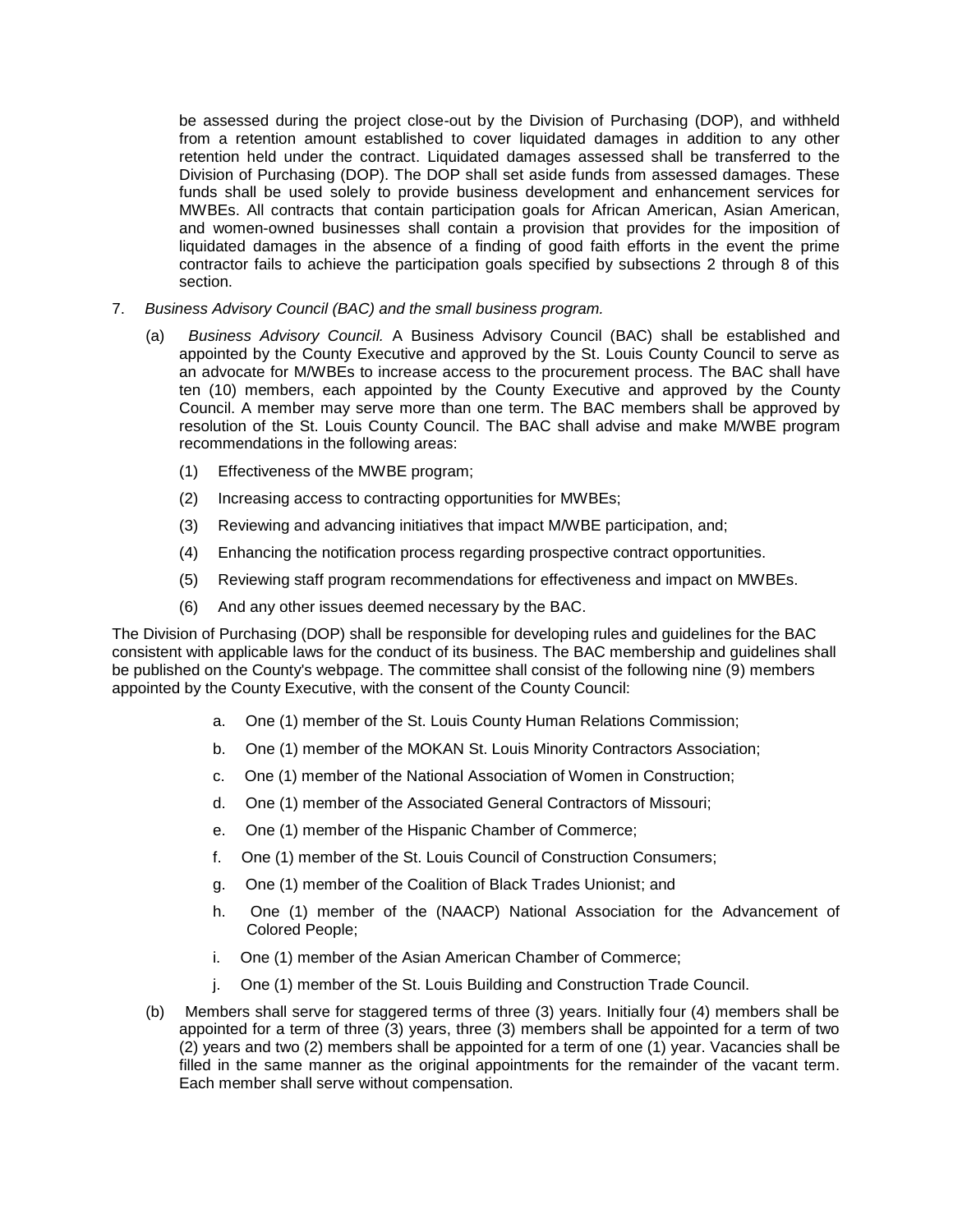be assessed during the project close-out by the Division of Purchasing (DOP), and withheld from a retention amount established to cover liquidated damages in addition to any other retention held under the contract. Liquidated damages assessed shall be transferred to the Division of Purchasing (DOP). The DOP shall set aside funds from assessed damages. These funds shall be used solely to provide business development and enhancement services for MWBEs. All contracts that contain participation goals for African American, Asian American, and women-owned businesses shall contain a provision that provides for the imposition of liquidated damages in the absence of a finding of good faith efforts in the event the prime contractor fails to achieve the participation goals specified by subsections 2 through 8 of this section.

7. *Business Advisory Council (BAC) and the small business program.*

   (a) *Business Advisory Council.* A Business Advisory Council (BAC) shall be established and appointed by the County Executive and approved by the St. Louis County Council to serve as an advocate for M/WBEs to increase access to the procurement process. The BAC shall have ten (10) members, each appointed by the County Executive and approved by the County Council. A member may serve more than one term. The BAC members shall be approved by resolution of the St. Louis County Council. The BAC shall advise and make M/WBE program recommendations in the following areas:

      (1) Effectiveness of the MWBE program;

      (2) Increasing access to contracting opportunities for MWBEs;

      (3) Reviewing and advancing initiatives that impact M/WBE participation, and;

      (4) Enhancing the notification process regarding prospective contract opportunities.

      (5) Reviewing staff program recommendations for effectiveness and impact on MWBEs.

      (6) And any other issues deemed necessary by the BAC.

The Division of Purchasing (DOP) shall be responsible for developing rules and guidelines for the BAC consistent with applicable laws for the conduct of its business. The BAC membership and guidelines shall be published on the County's webpage. The committee shall consist of the following nine (9) members appointed by the County Executive, with the consent of the County Council:

a. One (1) member of the St. Louis County Human Relations Commission;

b. One (1) member of the MOKAN St. Louis Minority Contractors Association;

c. One (1) member of the National Association of Women in Construction;

d. One (1) member of the Associated General Contractors of Missouri;

e. One (1) member of the Hispanic Chamber of Commerce;

f. One (1) member of the St. Louis Council of Construction Consumers;

g. One (1) member of the Coalition of Black Trades Unionist; and

h. One (1) member of the (NAACP) National Association for the Advancement of Colored People;

i. One (1) member of the Asian American Chamber of Commerce;

j. One (1) member of the St. Louis Building and Construction Trade Council.

   (b) Members shall serve for staggered terms of three (3) years. Initially four (4) members shall be appointed for a term of three (3) years, three (3) members shall be appointed for a term of two (2) years and two (2) members shall be appointed for a term of one (1) year. Vacancies shall be filled in the same manner as the original appointments for the remainder of the vacant term. Each member shall serve without compensation.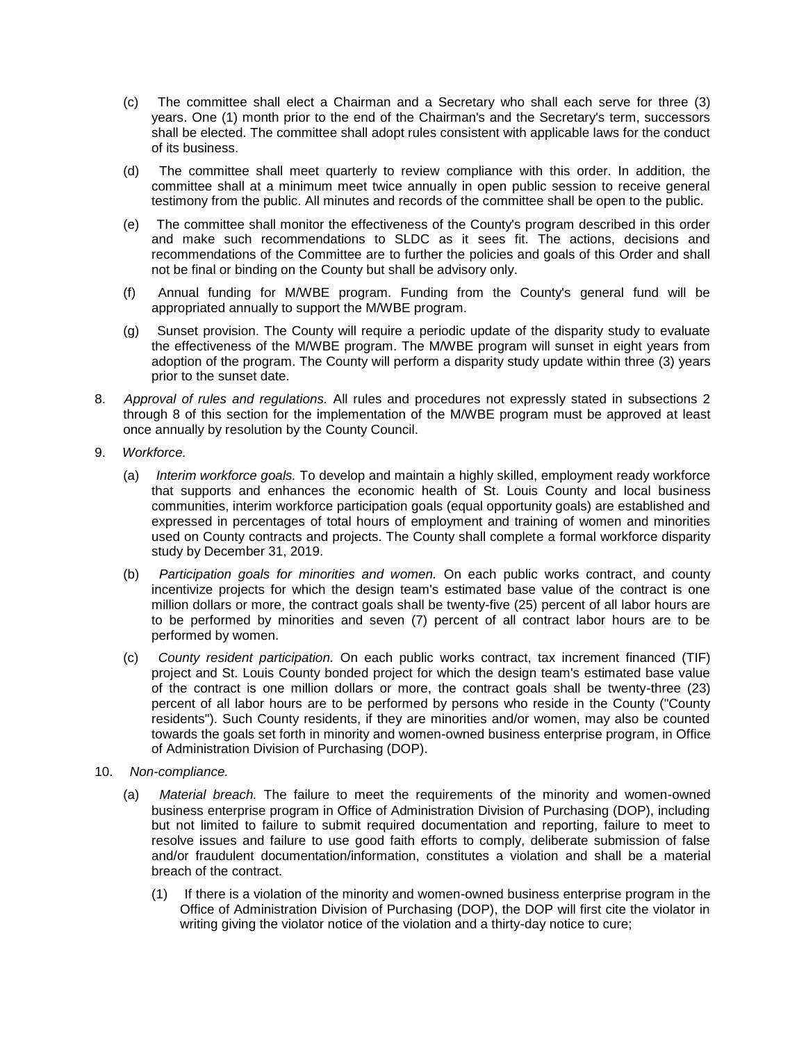(c) The committee shall elect a Chairman and a Secretary who shall each serve for three (3) years. One (1) month prior to the end of the Chairman's and the Secretary's term, successors shall be elected. The committee shall adopt rules consistent with applicable laws for the conduct of its business.

(d) The committee shall meet quarterly to review compliance with this order. In addition, the committee shall at a minimum meet twice annually in open public session to receive general testimony from the public. All minutes and records of the committee shall be open to the public.

(e) The committee shall monitor the effectiveness of the County's program described in this order and make such recommendations to SLDC as it sees fit. The actions, decisions and recommendations of the Committee are to further the policies and goals of this Order and shall not be final or binding on the County but shall be advisory only.

(f) Annual funding for M/WBE program. Funding from the County's general fund will be appropriated annually to support the M/WBE program.

(g) Sunset provision. The County will require a periodic update of the disparity study to evaluate the effectiveness of the M/WBE program. The M/WBE program will sunset in eight years from adoption of the program. The County will perform a disparity study update within three (3) years prior to the sunset date.

8. *Approval of rules and regulations.* All rules and procedures not expressly stated in subsections 2 through 8 of this section for the implementation of the M/WBE program must be approved at least once annually by resolution by the County Council.

9. *Workforce.*

   (a) *Interim workforce goals.* To develop and maintain a highly skilled, employment ready workforce that supports and enhances the economic health of St. Louis County and local business communities, interim workforce participation goals (equal opportunity goals) are established and expressed in percentages of total hours of employment and training of women and minorities used on County contracts and projects. The County shall complete a formal workforce disparity study by December 31, 2019.

   (b) *Participation goals for minorities and women.* On each public works contract, and county incentivize projects for which the design team's estimated base value of the contract is one million dollars or more, the contract goals shall be twenty-five (25) percent of all labor hours are to be performed by minorities and seven (7) percent of all contract labor hours are to be performed by women.

   (c) *County resident participation.* On each public works contract, tax increment financed (TIF) project and St. Louis County bonded project for which the design team's estimated base value of the contract is one million dollars or more, the contract goals shall be twenty-three (23) percent of all labor hours are to be performed by persons who reside in the County ("County residents"). Such County residents, if they are minorities and/or women, may also be counted towards the goals set forth in minority and women-owned business enterprise program, in Office of Administration Division of Purchasing (DOP).

10. *Non-compliance.*

    (a) *Material breach.* The failure to meet the requirements of the minority and women-owned business enterprise program in Office of Administration Division of Purchasing (DOP), including but not limited to failure to submit required documentation and reporting, failure to meet to resolve issues and failure to use good faith efforts to comply, deliberate submission of false and/or fraudulent documentation/information, constitutes a violation and shall be a material breach of the contract.

       (1) If there is a violation of the minority and women-owned business enterprise program in the Office of Administration Division of Purchasing (DOP), the DOP will first cite the violator in writing giving the violator notice of the violation and a thirty-day notice to cure;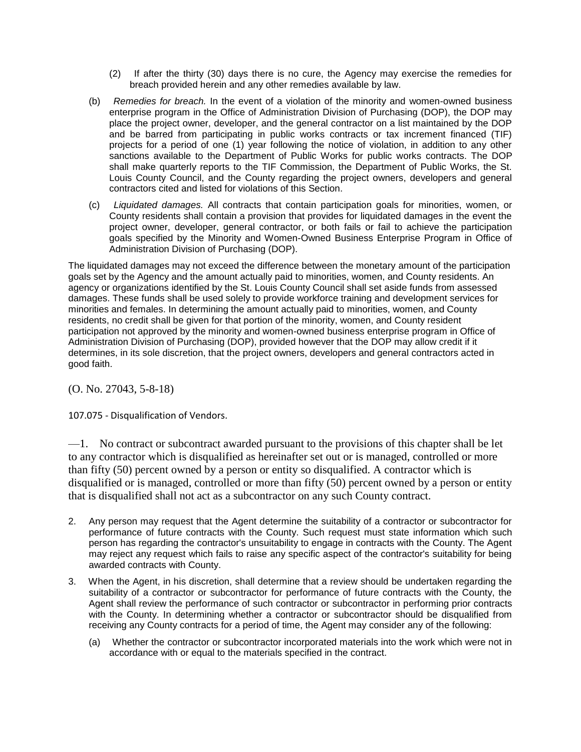(2) If after the thirty (30) days there is no cure, the Agency may exercise the remedies for breach provided herein and any other remedies available by law.

(b) *Remedies for breach.* In the event of a violation of the minority and women-owned business enterprise program in the Office of Administration Division of Purchasing (DOP), the DOP may place the project owner, developer, and the general contractor on a list maintained by the DOP and be barred from participating in public works contracts or tax increment financed (TIF) projects for a period of one (1) year following the notice of violation, in addition to any other sanctions available to the Department of Public Works for public works contracts. The DOP shall make quarterly reports to the TIF Commission, the Department of Public Works, the St. Louis County Council, and the County regarding the project owners, developers and general contractors cited and listed for violations of this Section.

(c) *Liquidated damages.* All contracts that contain participation goals for minorities, women, or County residents shall contain a provision that provides for liquidated damages in the event the project owner, developer, general contractor, or both fails or fail to achieve the participation goals specified by the Minority and Women-Owned Business Enterprise Program in Office of Administration Division of Purchasing (DOP).

The liquidated damages may not exceed the difference between the monetary amount of the participation goals set by the Agency and the amount actually paid to minorities, women, and County residents. An agency or organizations identified by the St. Louis County Council shall set aside funds from assessed damages. These funds shall be used solely to provide workforce training and development services for minorities and females. In determining the amount actually paid to minorities, women, and County residents, no credit shall be given for that portion of the minority, women, and County resident participation not approved by the minority and women-owned business enterprise program in Office of Administration Division of Purchasing (DOP), provided however that the DOP may allow credit if it determines, in its sole discretion, that the project owners, developers and general contractors acted in good faith.

(O. No. 27043, 5-8-18)

107.075 - Disqualification of Vendors.

—1. No contract or subcontract awarded pursuant to the provisions of this chapter shall be let to any contractor which is disqualified as hereinafter set out or is managed, controlled or more than fifty (50) percent owned by a person or entity so disqualified. A contractor which is disqualified or is managed, controlled or more than fifty (50) percent owned by a person or entity that is disqualified shall not act as a subcontractor on any such County contract.

2. Any person may request that the Agent determine the suitability of a contractor or subcontractor for performance of future contracts with the County. Such request must state information which such person has regarding the contractor's unsuitability to engage in contracts with the County. The Agent may reject any request which fails to raise any specific aspect of the contractor's suitability for being awarded contracts with County.

3. When the Agent, in his discretion, shall determine that a review should be undertaken regarding the suitability of a contractor or subcontractor for performance of future contracts with the County, the Agent shall review the performance of such contractor or subcontractor in performing prior contracts with the County. In determining whether a contractor or subcontractor should be disqualified from receiving any County contracts for a period of time, the Agent may consider any of the following:

   (a) Whether the contractor or subcontractor incorporated materials into the work which were not in accordance with or equal to the materials specified in the contract.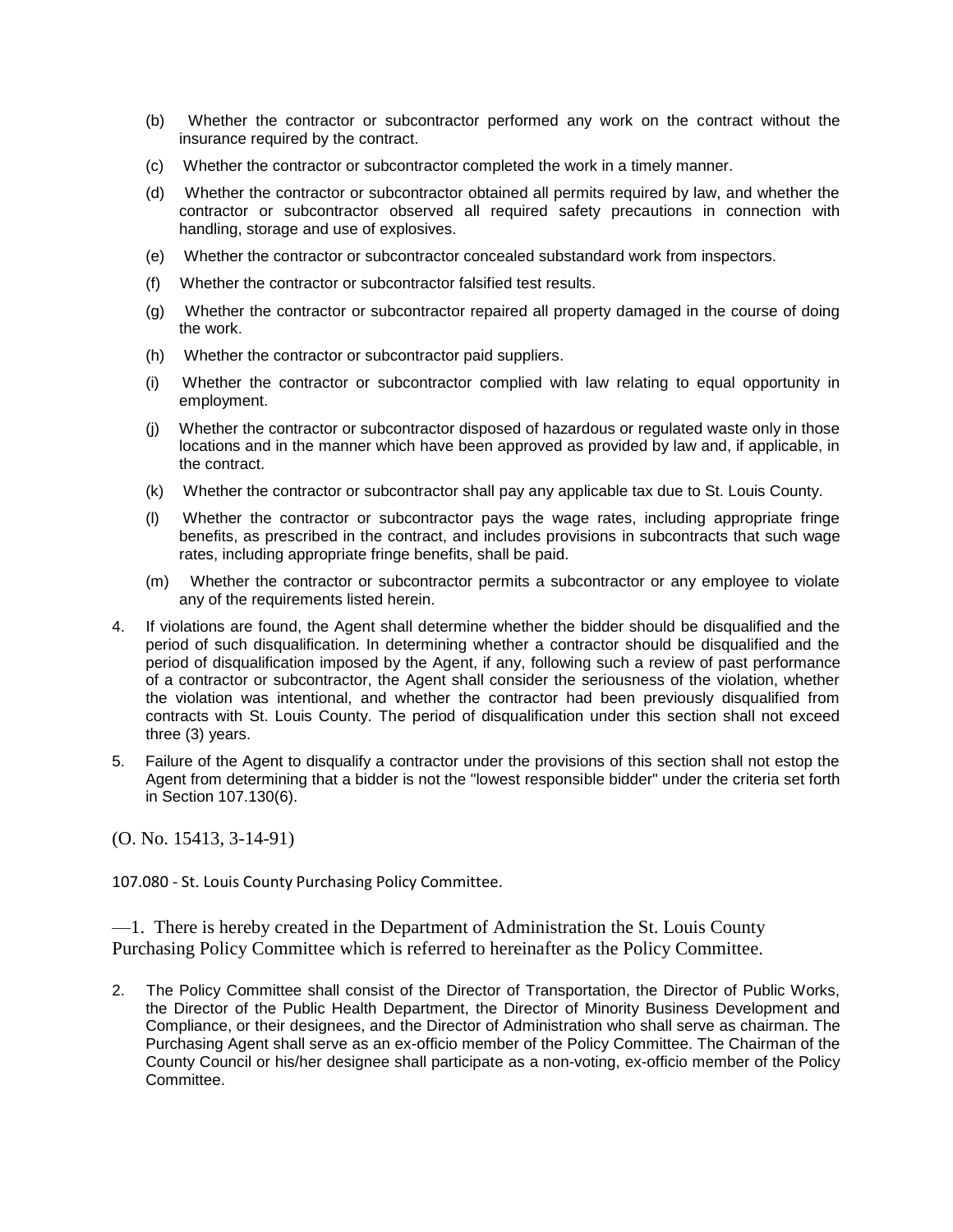(b) Whether the contractor or subcontractor performed any work on the contract without the insurance required by the contract.

(c) Whether the contractor or subcontractor completed the work in a timely manner.

(d) Whether the contractor or subcontractor obtained all permits required by law, and whether the contractor or subcontractor observed all required safety precautions in connection with handling, storage and use of explosives.

(e) Whether the contractor or subcontractor concealed substandard work from inspectors.

(f) Whether the contractor or subcontractor falsified test results.

(g) Whether the contractor or subcontractor repaired all property damaged in the course of doing the work.

(h) Whether the contractor or subcontractor paid suppliers.

(i) Whether the contractor or subcontractor complied with law relating to equal opportunity in employment.

(j) Whether the contractor or subcontractor disposed of hazardous or regulated waste only in those locations and in the manner which have been approved as provided by law and, if applicable, in the contract.

(k) Whether the contractor or subcontractor shall pay any applicable tax due to St. Louis County.

(l) Whether the contractor or subcontractor pays the wage rates, including appropriate fringe benefits, as prescribed in the contract, and includes provisions in subcontracts that such wage rates, including appropriate fringe benefits, shall be paid.

(m) Whether the contractor or subcontractor permits a subcontractor or any employee to violate any of the requirements listed herein.

4. If violations are found, the Agent shall determine whether the bidder should be disqualified and the period of such disqualification. In determining whether a contractor should be disqualified and the period of disqualification imposed by the Agent, if any, following such a review of past performance of a contractor or subcontractor, the Agent shall consider the seriousness of the violation, whether the violation was intentional, and whether the contractor had been previously disqualified from contracts with St. Louis County. The period of disqualification under this section shall not exceed three (3) years.

5. Failure of the Agent to disqualify a contractor under the provisions of this section shall not estop the Agent from determining that a bidder is not the "lowest responsible bidder" under the criteria set forth in Section 107.130(6).

(O. No. 15413, 3-14-91)

107.080 - St. Louis County Purchasing Policy Committee.

—1. There is hereby created in the Department of Administration the St. Louis County Purchasing Policy Committee which is referred to hereinafter as the Policy Committee.

2. The Policy Committee shall consist of the Director of Transportation, the Director of Public Works, the Director of the Public Health Department, the Director of Minority Business Development and Compliance, or their designees, and the Director of Administration who shall serve as chairman. The Purchasing Agent shall serve as an ex-officio member of the Policy Committee. The Chairman of the County Council or his/her designee shall participate as a non-voting, ex-officio member of the Policy Committee.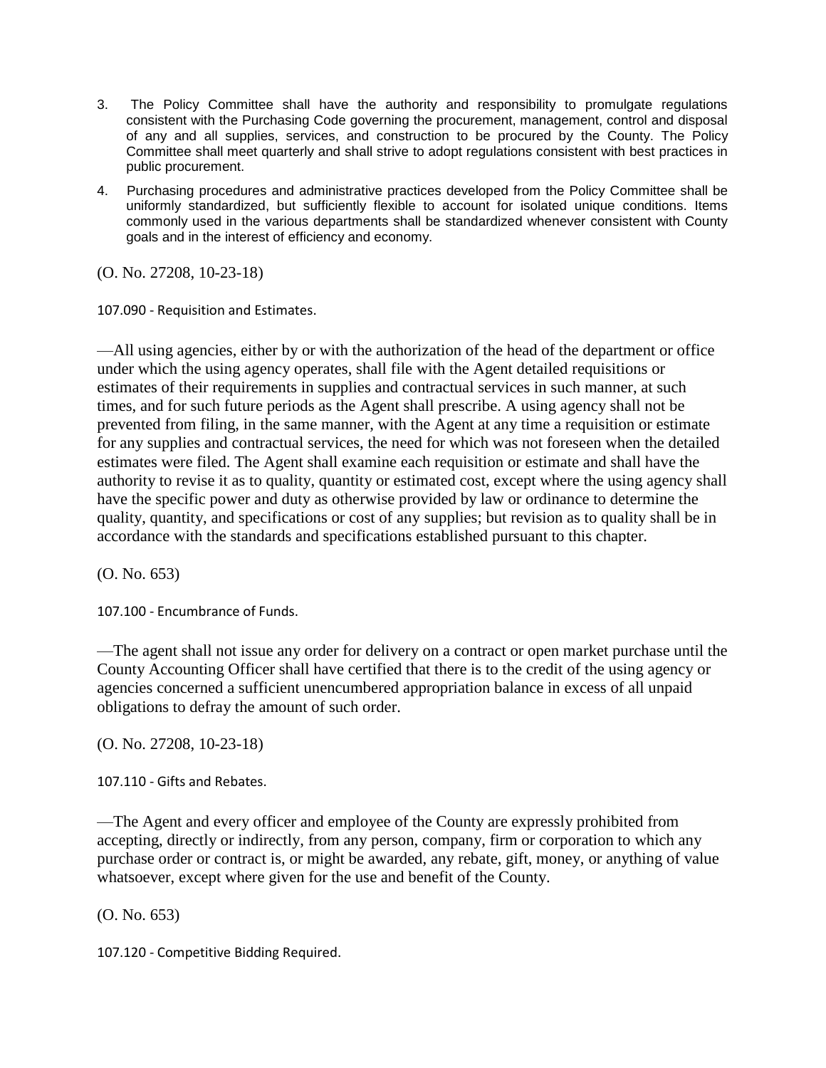3. The Policy Committee shall have the authority and responsibility to promulgate regulations consistent with the Purchasing Code governing the procurement, management, control and disposal of any and all supplies, services, and construction to be procured by the County. The Policy Committee shall meet quarterly and shall strive to adopt regulations consistent with best practices in public procurement.
4. Purchasing procedures and administrative practices developed from the Policy Committee shall be uniformly standardized, but sufficiently flexible to account for isolated unique conditions. Items commonly used in the various departments shall be standardized whenever consistent with County goals and in the interest of efficiency and economy.

(O. No. 27208, 10-23-18)

107.090 - Requisition and Estimates.

—All using agencies, either by or with the authorization of the head of the department or office under which the using agency operates, shall file with the Agent detailed requisitions or estimates of their requirements in supplies and contractual services in such manner, at such times, and for such future periods as the Agent shall prescribe. A using agency shall not be prevented from filing, in the same manner, with the Agent at any time a requisition or estimate for any supplies and contractual services, the need for which was not foreseen when the detailed estimates were filed. The Agent shall examine each requisition or estimate and shall have the authority to revise it as to quality, quantity or estimated cost, except where the using agency shall have the specific power and duty as otherwise provided by law or ordinance to determine the quality, quantity, and specifications or cost of any supplies; but revision as to quality shall be in accordance with the standards and specifications established pursuant to this chapter.

(O. No. 653)

107.100 - Encumbrance of Funds.

—The agent shall not issue any order for delivery on a contract or open market purchase until the County Accounting Officer shall have certified that there is to the credit of the using agency or agencies concerned a sufficient unencumbered appropriation balance in excess of all unpaid obligations to defray the amount of such order.

(O. No. 27208, 10-23-18)

107.110 - Gifts and Rebates.

—The Agent and every officer and employee of the County are expressly prohibited from accepting, directly or indirectly, from any person, company, firm or corporation to which any purchase order or contract is, or might be awarded, any rebate, gift, money, or anything of value whatsoever, except where given for the use and benefit of the County.

(O. No. 653)

107.120 - Competitive Bidding Required.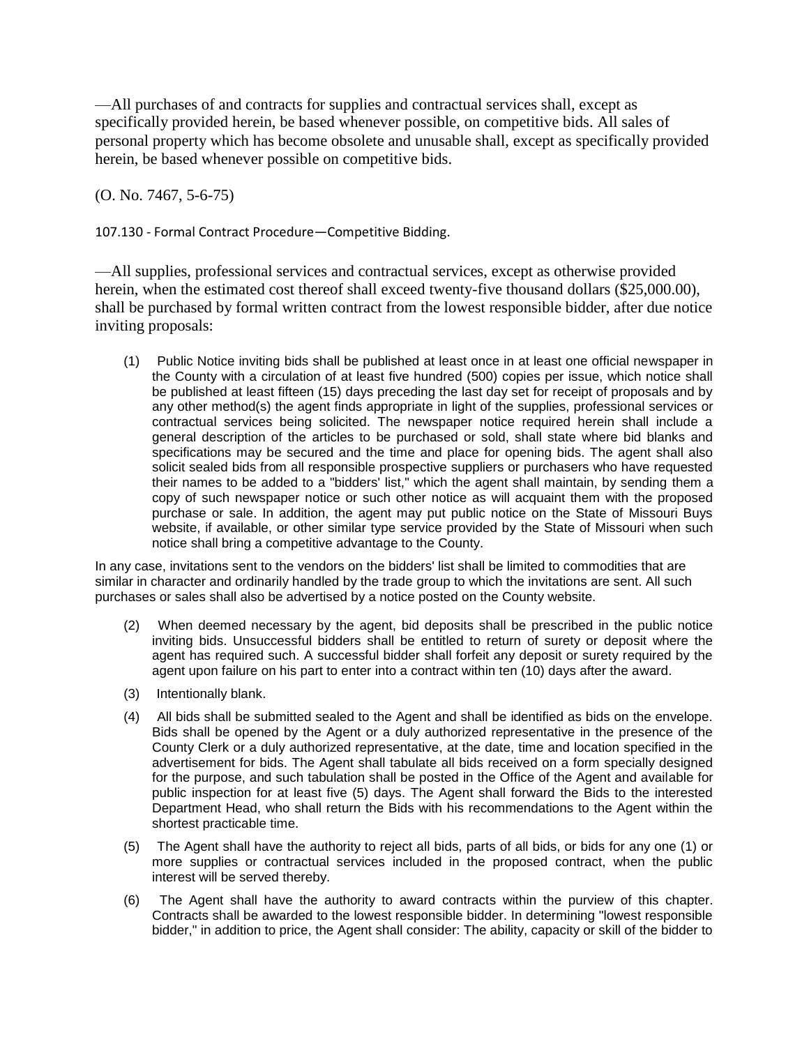—All purchases of and contracts for supplies and contractual services shall, except as specifically provided herein, be based whenever possible, on competitive bids. All sales of personal property which has become obsolete and unusable shall, except as specifically provided herein, be based whenever possible on competitive bids.

(O. No. 7467, 5-6-75)

107.130 - Formal Contract Procedure—Competitive Bidding.

—All supplies, professional services and contractual services, except as otherwise provided herein, when the estimated cost thereof shall exceed twenty-five thousand dollars ($25,000.00), shall be purchased by formal written contract from the lowest responsible bidder, after due notice inviting proposals:

(1) Public Notice inviting bids shall be published at least once in at least one official newspaper in the County with a circulation of at least five hundred (500) copies per issue, which notice shall be published at least fifteen (15) days preceding the last day set for receipt of proposals and by any other method(s) the agent finds appropriate in light of the supplies, professional services or contractual services being solicited. The newspaper notice required herein shall include a general description of the articles to be purchased or sold, shall state where bid blanks and specifications may be secured and the time and place for opening bids. The agent shall also solicit sealed bids from all responsible prospective suppliers or purchasers who have requested their names to be added to a "bidders' list," which the agent shall maintain, by sending them a copy of such newspaper notice or such other notice as will acquaint them with the proposed purchase or sale. In addition, the agent may put public notice on the State of Missouri Buys website, if available, or other similar type service provided by the State of Missouri when such notice shall bring a competitive advantage to the County.

In any case, invitations sent to the vendors on the bidders' list shall be limited to commodities that are similar in character and ordinarily handled by the trade group to which the invitations are sent. All such purchases or sales shall also be advertised by a notice posted on the County website.

(2) When deemed necessary by the agent, bid deposits shall be prescribed in the public notice inviting bids. Unsuccessful bidders shall be entitled to return of surety or deposit where the agent has required such. A successful bidder shall forfeit any deposit or surety required by the agent upon failure on his part to enter into a contract within ten (10) days after the award.

(3) Intentionally blank.

(4) All bids shall be submitted sealed to the Agent and shall be identified as bids on the envelope. Bids shall be opened by the Agent or a duly authorized representative in the presence of the County Clerk or a duly authorized representative, at the date, time and location specified in the advertisement for bids. The Agent shall tabulate all bids received on a form specially designed for the purpose, and such tabulation shall be posted in the Office of the Agent and available for public inspection for at least five (5) days. The Agent shall forward the Bids to the interested Department Head, who shall return the Bids with his recommendations to the Agent within the shortest practicable time.

(5) The Agent shall have the authority to reject all bids, parts of all bids, or bids for any one (1) or more supplies or contractual services included in the proposed contract, when the public interest will be served thereby.

(6) The Agent shall have the authority to award contracts within the purview of this chapter. Contracts shall be awarded to the lowest responsible bidder. In determining "lowest responsible bidder," in addition to price, the Agent shall consider: The ability, capacity or skill of the bidder to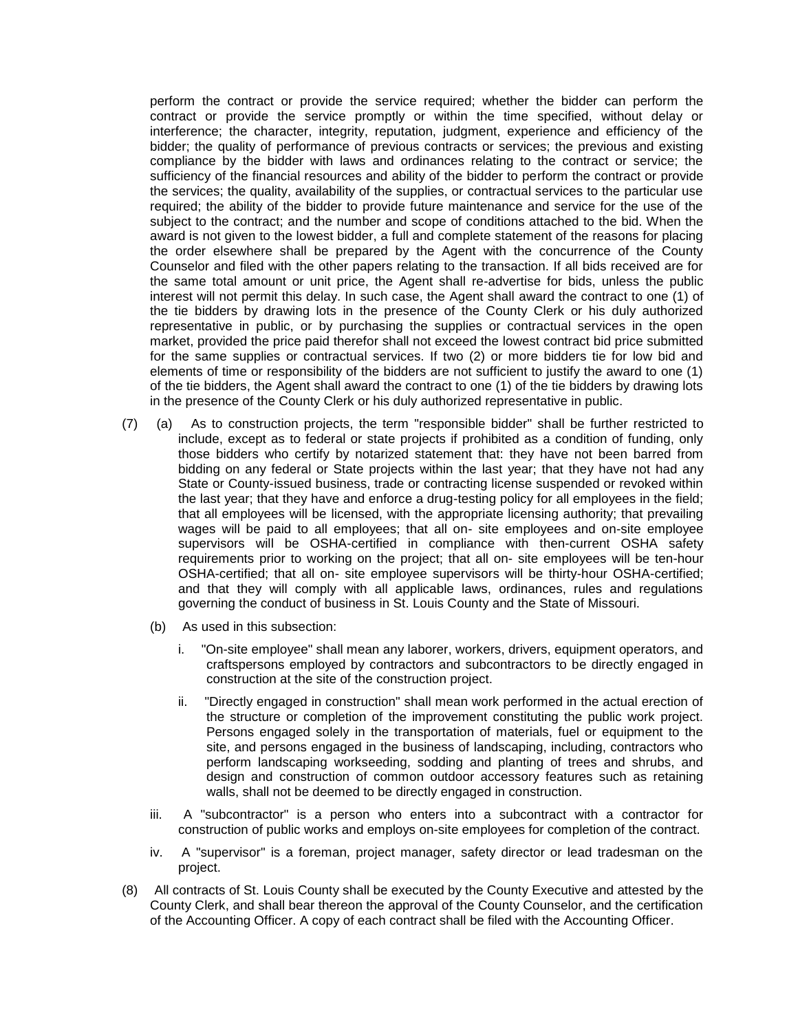perform the contract or provide the service required; whether the bidder can perform the contract or provide the service promptly or within the time specified, without delay or interference; the character, integrity, reputation, judgment, experience and efficiency of the bidder; the quality of performance of previous contracts or services; the previous and existing compliance by the bidder with laws and ordinances relating to the contract or service; the sufficiency of the financial resources and ability of the bidder to perform the contract or provide the services; the quality, availability of the supplies, or contractual services to the particular use required; the ability of the bidder to provide future maintenance and service for the use of the subject to the contract; and the number and scope of conditions attached to the bid. When the award is not given to the lowest bidder, a full and complete statement of the reasons for placing the order elsewhere shall be prepared by the Agent with the concurrence of the County Counselor and filed with the other papers relating to the transaction. If all bids received are for the same total amount or unit price, the Agent shall re-advertise for bids, unless the public interest will not permit this delay. In such case, the Agent shall award the contract to one (1) of the tie bidders by drawing lots in the presence of the County Clerk or his duly authorized representative in public, or by purchasing the supplies or contractual services in the open market, provided the price paid therefor shall not exceed the lowest contract bid price submitted for the same supplies or contractual services. If two (2) or more bidders tie for low bid and elements of time or responsibility of the bidders are not sufficient to justify the award to one (1) of the tie bidders, the Agent shall award the contract to one (1) of the tie bidders by drawing lots in the presence of the County Clerk or his duly authorized representative in public.

(7) (a) As to construction projects, the term "responsible bidder" shall be further restricted to include, except as to federal or state projects if prohibited as a condition of funding, only those bidders who certify by notarized statement that: they have not been barred from bidding on any federal or State projects within the last year; that they have not had any State or County-issued business, trade or contracting license suspended or revoked within the last year; that they have and enforce a drug-testing policy for all employees in the field; that all employees will be licensed, with the appropriate licensing authority; that prevailing wages will be paid to all employees; that all on- site employees and on-site employee supervisors will be OSHA-certified in compliance with then-current OSHA safety requirements prior to working on the project; that all on- site employees will be ten-hour OSHA-certified; that all on- site employee supervisors will be thirty-hour OSHA-certified; and that they will comply with all applicable laws, ordinances, rules and regulations governing the conduct of business in St. Louis County and the State of Missouri.

(b) As used in this subsection:

i. "On-site employee" shall mean any laborer, workers, drivers, equipment operators, and craftspersons employed by contractors and subcontractors to be directly engaged in construction at the site of the construction project.

ii. "Directly engaged in construction" shall mean work performed in the actual erection of the structure or completion of the improvement constituting the public work project. Persons engaged solely in the transportation of materials, fuel or equipment to the site, and persons engaged in the business of landscaping, including, contractors who perform landscaping workseeding, sodding and planting of trees and shrubs, and design and construction of common outdoor accessory features such as retaining walls, shall not be deemed to be directly engaged in construction.

iii. A "subcontractor" is a person who enters into a subcontract with a contractor for construction of public works and employs on-site employees for completion of the contract.

iv. A "supervisor" is a foreman, project manager, safety director or lead tradesman on the project.

(8) All contracts of St. Louis County shall be executed by the County Executive and attested by the County Clerk, and shall bear thereon the approval of the County Counselor, and the certification of the Accounting Officer. A copy of each contract shall be filed with the Accounting Officer.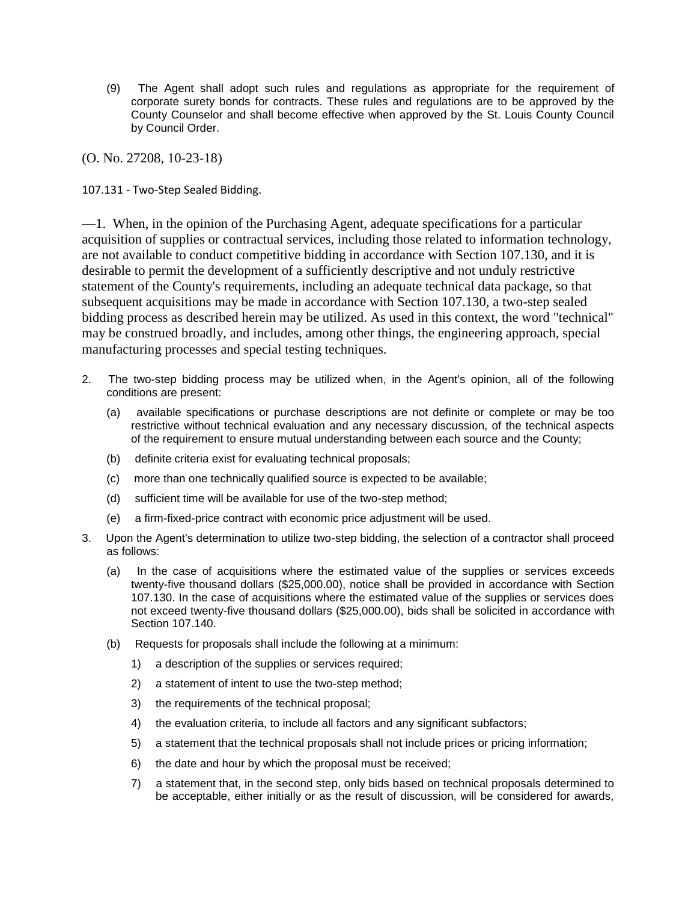(9) The Agent shall adopt such rules and regulations as appropriate for the requirement of corporate surety bonds for contracts. These rules and regulations are to be approved by the County Counselor and shall become effective when approved by the St. Louis County Council by Council Order.

(O. No. 27208, 10-23-18)

107.131 - Two-Step Sealed Bidding.

—1. When, in the opinion of the Purchasing Agent, adequate specifications for a particular acquisition of supplies or contractual services, including those related to information technology, are not available to conduct competitive bidding in accordance with Section 107.130, and it is desirable to permit the development of a sufficiently descriptive and not unduly restrictive statement of the County's requirements, including an adequate technical data package, so that subsequent acquisitions may be made in accordance with Section 107.130, a two-step sealed bidding process as described herein may be utilized. As used in this context, the word "technical" may be construed broadly, and includes, among other things, the engineering approach, special manufacturing processes and special testing techniques.

2. The two-step bidding process may be utilized when, in the Agent's opinion, all of the following conditions are present:

   (a) available specifications or purchase descriptions are not definite or complete or may be too restrictive without technical evaluation and any necessary discussion, of the technical aspects of the requirement to ensure mutual understanding between each source and the County;

   (b) definite criteria exist for evaluating technical proposals;

   (c) more than one technically qualified source is expected to be available;

   (d) sufficient time will be available for use of the two-step method;

   (e) a firm-fixed-price contract with economic price adjustment will be used.

3. Upon the Agent's determination to utilize two-step bidding, the selection of a contractor shall proceed as follows:

   (a) In the case of acquisitions where the estimated value of the supplies or services exceeds twenty-five thousand dollars ($25,000.00), notice shall be provided in accordance with Section 107.130. In the case of acquisitions where the estimated value of the supplies or services does not exceed twenty-five thousand dollars ($25,000.00), bids shall be solicited in accordance with Section 107.140.

   (b) Requests for proposals shall include the following at a minimum:

      1) a description of the supplies or services required;

      2) a statement of intent to use the two-step method;

      3) the requirements of the technical proposal;

      4) the evaluation criteria, to include all factors and any significant subfactors;

      5) a statement that the technical proposals shall not include prices or pricing information;

      6) the date and hour by which the proposal must be received;

      7) a statement that, in the second step, only bids based on technical proposals determined to be acceptable, either initially or as the result of discussion, will be considered for awards,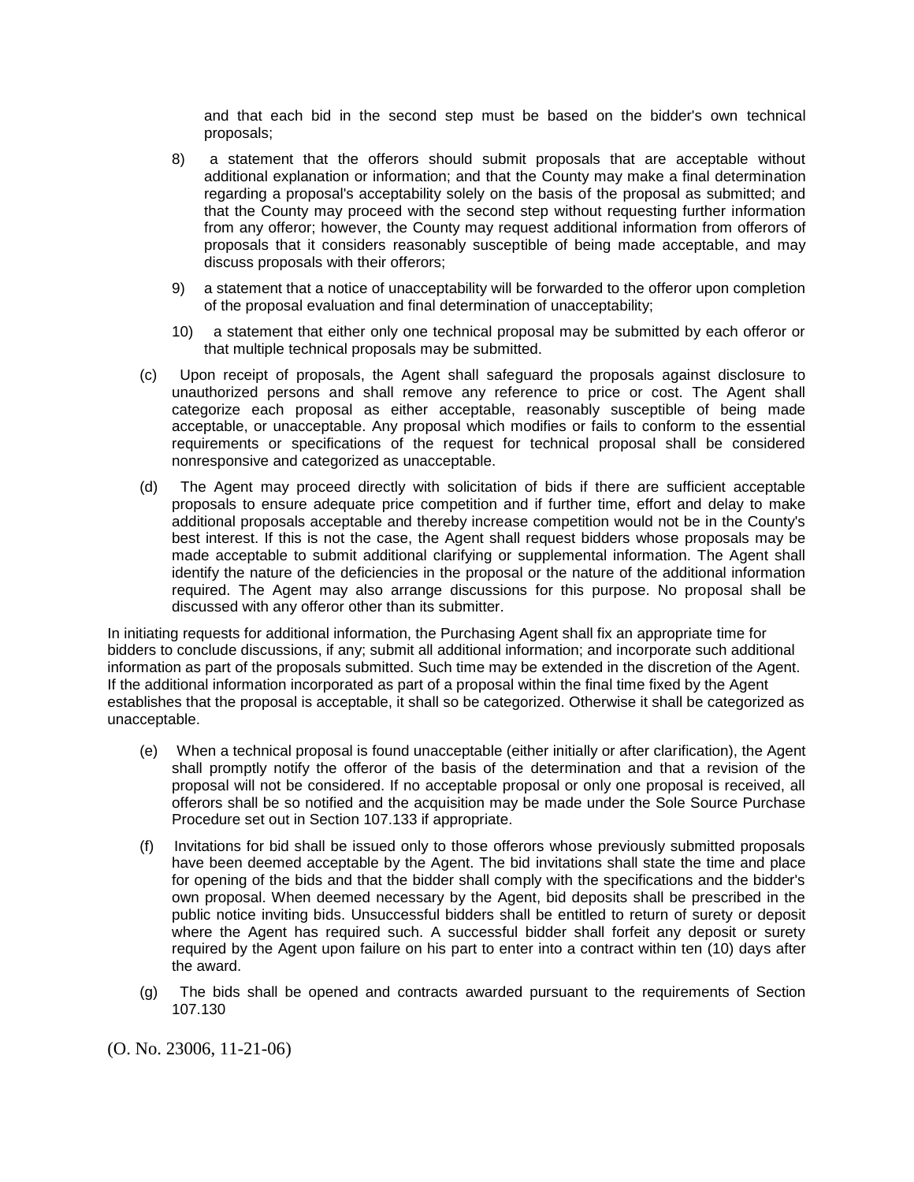and that each bid in the second step must be based on the bidder's own technical proposals;

8) a statement that the offerors should submit proposals that are acceptable without additional explanation or information; and that the County may make a final determination regarding a proposal's acceptability solely on the basis of the proposal as submitted; and that the County may proceed with the second step without requesting further information from any offeror; however, the County may request additional information from offerors of proposals that it considers reasonably susceptible of being made acceptable, and may discuss proposals with their offerors;

9) a statement that a notice of unacceptability will be forwarded to the offeror upon completion of the proposal evaluation and final determination of unacceptability;

10) a statement that either only one technical proposal may be submitted by each offeror or that multiple technical proposals may be submitted.

(c) Upon receipt of proposals, the Agent shall safeguard the proposals against disclosure to unauthorized persons and shall remove any reference to price or cost. The Agent shall categorize each proposal as either acceptable, reasonably susceptible of being made acceptable, or unacceptable. Any proposal which modifies or fails to conform to the essential requirements or specifications of the request for technical proposal shall be considered nonresponsive and categorized as unacceptable.

(d) The Agent may proceed directly with solicitation of bids if there are sufficient acceptable proposals to ensure adequate price competition and if further time, effort and delay to make additional proposals acceptable and thereby increase competition would not be in the County's best interest. If this is not the case, the Agent shall request bidders whose proposals may be made acceptable to submit additional clarifying or supplemental information. The Agent shall identify the nature of the deficiencies in the proposal or the nature of the additional information required. The Agent may also arrange discussions for this purpose. No proposal shall be discussed with any offeror other than its submitter.

In initiating requests for additional information, the Purchasing Agent shall fix an appropriate time for bidders to conclude discussions, if any; submit all additional information; and incorporate such additional information as part of the proposals submitted. Such time may be extended in the discretion of the Agent. If the additional information incorporated as part of a proposal within the final time fixed by the Agent establishes that the proposal is acceptable, it shall so be categorized. Otherwise it shall be categorized as unacceptable.

(e) When a technical proposal is found unacceptable (either initially or after clarification), the Agent shall promptly notify the offeror of the basis of the determination and that a revision of the proposal will not be considered. If no acceptable proposal or only one proposal is received, all offerors shall be so notified and the acquisition may be made under the Sole Source Purchase Procedure set out in Section 107.133 if appropriate.

(f) Invitations for bid shall be issued only to those offerors whose previously submitted proposals have been deemed acceptable by the Agent. The bid invitations shall state the time and place for opening of the bids and that the bidder shall comply with the specifications and the bidder's own proposal. When deemed necessary by the Agent, bid deposits shall be prescribed in the public notice inviting bids. Unsuccessful bidders shall be entitled to return of surety or deposit where the Agent has required such. A successful bidder shall forfeit any deposit or surety required by the Agent upon failure on his part to enter into a contract within ten (10) days after the award.

(g) The bids shall be opened and contracts awarded pursuant to the requirements of Section 107.130

(O. No. 23006, 11-21-06)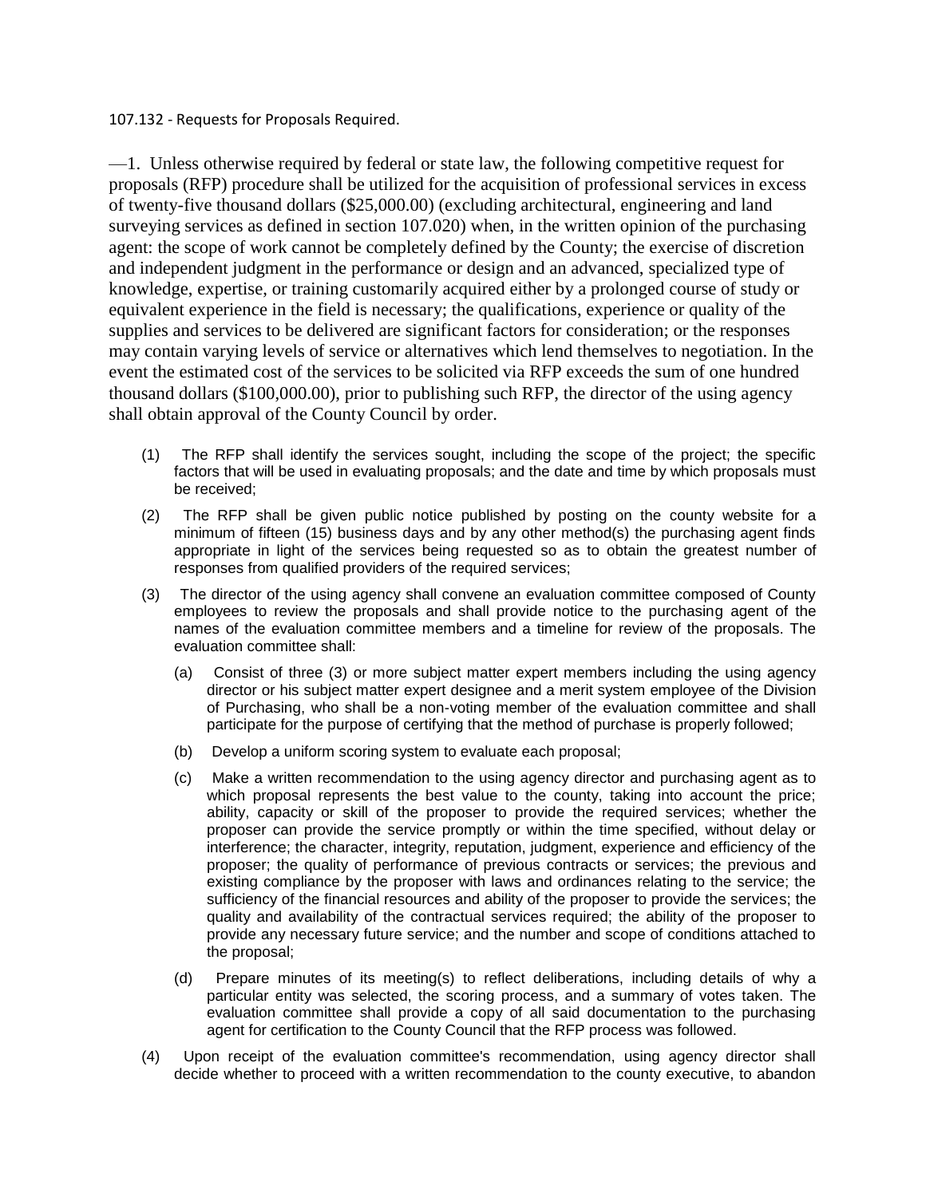107.132 - Requests for Proposals Required.

—1. Unless otherwise required by federal or state law, the following competitive request for proposals (RFP) procedure shall be utilized for the acquisition of professional services in excess of twenty-five thousand dollars ($25,000.00) (excluding architectural, engineering and land surveying services as defined in section 107.020) when, in the written opinion of the purchasing agent: the scope of work cannot be completely defined by the County; the exercise of discretion and independent judgment in the performance or design and an advanced, specialized type of knowledge, expertise, or training customarily acquired either by a prolonged course of study or equivalent experience in the field is necessary; the qualifications, experience or quality of the supplies and services to be delivered are significant factors for consideration; or the responses may contain varying levels of service or alternatives which lend themselves to negotiation. In the event the estimated cost of the services to be solicited via RFP exceeds the sum of one hundred thousand dollars ($100,000.00), prior to publishing such RFP, the director of the using agency shall obtain approval of the County Council by order.

(1) The RFP shall identify the services sought, including the scope of the project; the specific factors that will be used in evaluating proposals; and the date and time by which proposals must be received;

(2) The RFP shall be given public notice published by posting on the county website for a minimum of fifteen (15) business days and by any other method(s) the purchasing agent finds appropriate in light of the services being requested so as to obtain the greatest number of responses from qualified providers of the required services;

(3) The director of the using agency shall convene an evaluation committee composed of County employees to review the proposals and shall provide notice to the purchasing agent of the names of the evaluation committee members and a timeline for review of the proposals. The evaluation committee shall:

   (a) Consist of three (3) or more subject matter expert members including the using agency director or his subject matter expert designee and a merit system employee of the Division of Purchasing, who shall be a non-voting member of the evaluation committee and shall participate for the purpose of certifying that the method of purchase is properly followed;

   (b) Develop a uniform scoring system to evaluate each proposal;

   (c) Make a written recommendation to the using agency director and purchasing agent as to which proposal represents the best value to the county, taking into account the price; ability, capacity or skill of the proposer to provide the required services; whether the proposer can provide the service promptly or within the time specified, without delay or interference; the character, integrity, reputation, judgment, experience and efficiency of the proposer; the quality of performance of previous contracts or services; the previous and existing compliance by the proposer with laws and ordinances relating to the service; the sufficiency of the financial resources and ability of the proposer to provide the services; the quality and availability of the contractual services required; the ability of the proposer to provide any necessary future service; and the number and scope of conditions attached to the proposal;

   (d) Prepare minutes of its meeting(s) to reflect deliberations, including details of why a particular entity was selected, the scoring process, and a summary of votes taken. The evaluation committee shall provide a copy of all said documentation to the purchasing agent for certification to the County Council that the RFP process was followed.

(4) Upon receipt of the evaluation committee's recommendation, using agency director shall decide whether to proceed with a written recommendation to the county executive, to abandon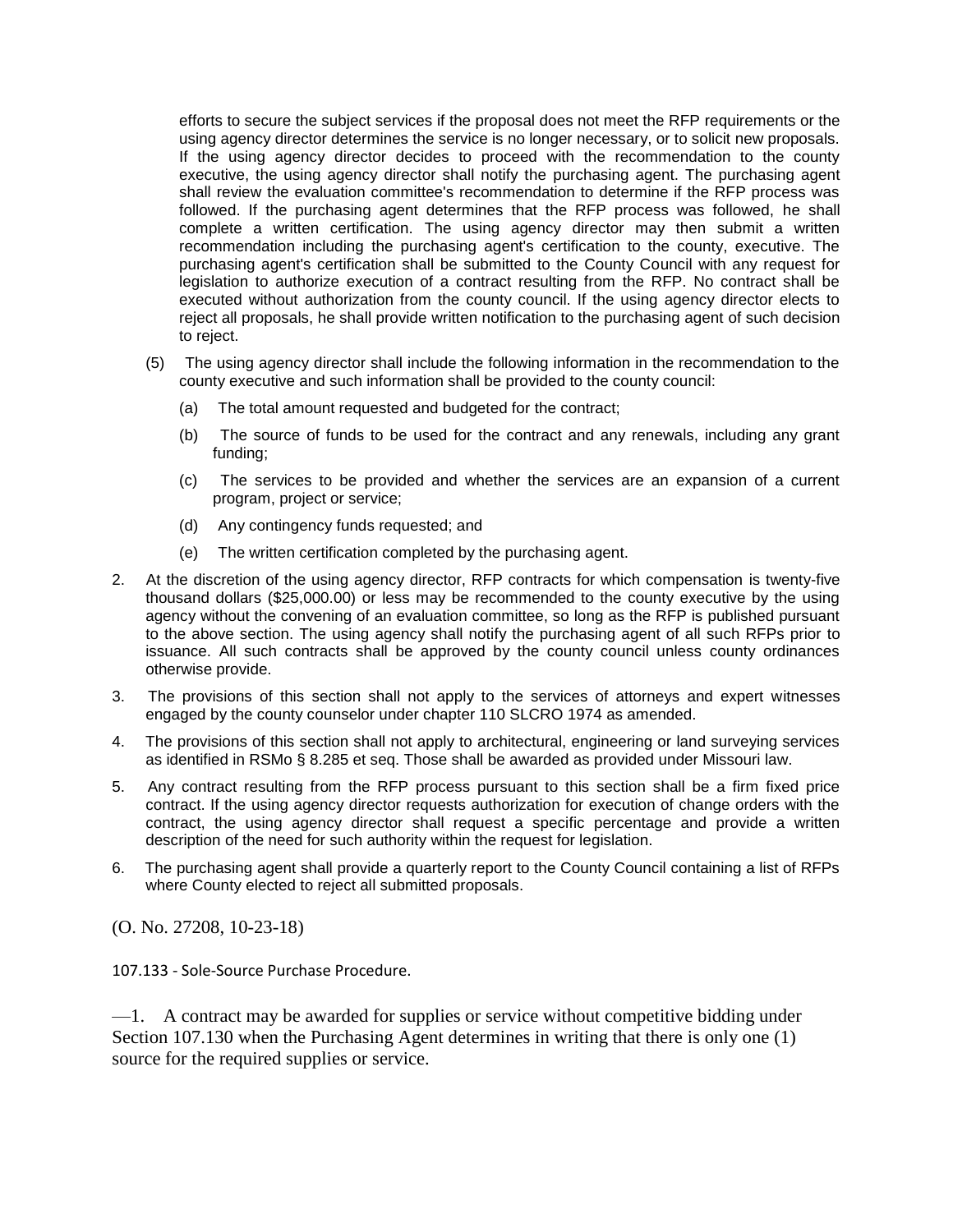efforts to secure the subject services if the proposal does not meet the RFP requirements or the using agency director determines the service is no longer necessary, or to solicit new proposals. If the using agency director decides to proceed with the recommendation to the county executive, the using agency director shall notify the purchasing agent. The purchasing agent shall review the evaluation committee's recommendation to determine if the RFP process was followed. If the purchasing agent determines that the RFP process was followed, he shall complete a written certification. The using agency director may then submit a written recommendation including the purchasing agent's certification to the county, executive. The purchasing agent's certification shall be submitted to the County Council with any request for legislation to authorize execution of a contract resulting from the RFP. No contract shall be executed without authorization from the county council. If the using agency director elects to reject all proposals, he shall provide written notification to the purchasing agent of such decision to reject.

(5) The using agency director shall include the following information in the recommendation to the county executive and such information shall be provided to the county council:

(a) The total amount requested and budgeted for the contract;

(b) The source of funds to be used for the contract and any renewals, including any grant funding;

(c) The services to be provided and whether the services are an expansion of a current program, project or service;

(d) Any contingency funds requested; and

(e) The written certification completed by the purchasing agent.

2. At the discretion of the using agency director, RFP contracts for which compensation is twenty-five thousand dollars ($25,000.00) or less may be recommended to the county executive by the using agency without the convening of an evaluation committee, so long as the RFP is published pursuant to the above section. The using agency shall notify the purchasing agent of all such RFPs prior to issuance. All such contracts shall be approved by the county council unless county ordinances otherwise provide.

3. The provisions of this section shall not apply to the services of attorneys and expert witnesses engaged by the county counselor under chapter 110 SLCRO 1974 as amended.

4. The provisions of this section shall not apply to architectural, engineering or land surveying services as identified in RSMo § 8.285 et seq. Those shall be awarded as provided under Missouri law.

5. Any contract resulting from the RFP process pursuant to this section shall be a firm fixed price contract. If the using agency director requests authorization for execution of change orders with the contract, the using agency director shall request a specific percentage and provide a written description of the need for such authority within the request for legislation.

6. The purchasing agent shall provide a quarterly report to the County Council containing a list of RFPs where County elected to reject all submitted proposals.

(O. No. 27208, 10-23-18)

107.133 - Sole-Source Purchase Procedure.

—1. A contract may be awarded for supplies or service without competitive bidding under Section 107.130 when the Purchasing Agent determines in writing that there is only one (1) source for the required supplies or service.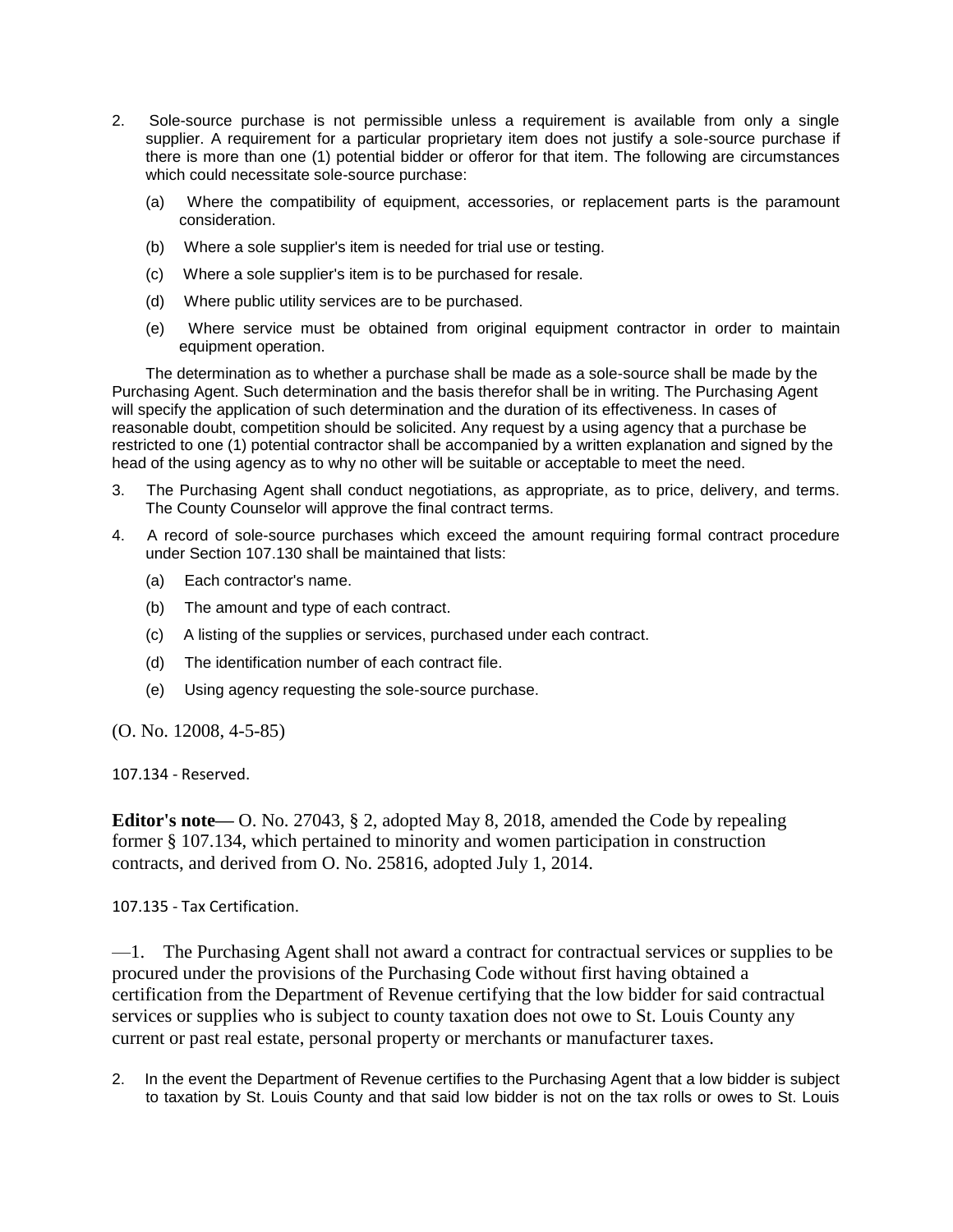2. Sole-source purchase is not permissible unless a requirement is available from only a single supplier. A requirement for a particular proprietary item does not justify a sole-source purchase if there is more than one (1) potential bidder or offeror for that item. The following are circumstances which could necessitate sole-source purchase:

   (a) Where the compatibility of equipment, accessories, or replacement parts is the paramount consideration.

   (b) Where a sole supplier's item is needed for trial use or testing.

   (c) Where a sole supplier's item is to be purchased for resale.

   (d) Where public utility services are to be purchased.

   (e) Where service must be obtained from original equipment contractor in order to maintain equipment operation.

   The determination as to whether a purchase shall be made as a sole-source shall be made by the Purchasing Agent. Such determination and the basis therefor shall be in writing. The Purchasing Agent will specify the application of such determination and the duration of its effectiveness. In cases of reasonable doubt, competition should be solicited. Any request by a using agency that a purchase be restricted to one (1) potential contractor shall be accompanied by a written explanation and signed by the head of the using agency as to why no other will be suitable or acceptable to meet the need.

3. The Purchasing Agent shall conduct negotiations, as appropriate, as to price, delivery, and terms. The County Counselor will approve the final contract terms.

4. A record of sole-source purchases which exceed the amount requiring formal contract procedure under Section 107.130 shall be maintained that lists:

   (a) Each contractor's name.

   (b) The amount and type of each contract.

   (c) A listing of the supplies or services, purchased under each contract.

   (d) The identification number of each contract file.

   (e) Using agency requesting the sole-source purchase.

(O. No. 12008, 4-5-85)

107.134 - Reserved.

**Editor's note—** O. No. 27043, § 2, adopted May 8, 2018, amended the Code by repealing former § 107.134, which pertained to minority and women participation in construction contracts, and derived from O. No. 25816, adopted July 1, 2014.

107.135 - Tax Certification.

—1. The Purchasing Agent shall not award a contract for contractual services or supplies to be procured under the provisions of the Purchasing Code without first having obtained a certification from the Department of Revenue certifying that the low bidder for said contractual services or supplies who is subject to county taxation does not owe to St. Louis County any current or past real estate, personal property or merchants or manufacturer taxes.

2. In the event the Department of Revenue certifies to the Purchasing Agent that a low bidder is subject to taxation by St. Louis County and that said low bidder is not on the tax rolls or owes to St. Louis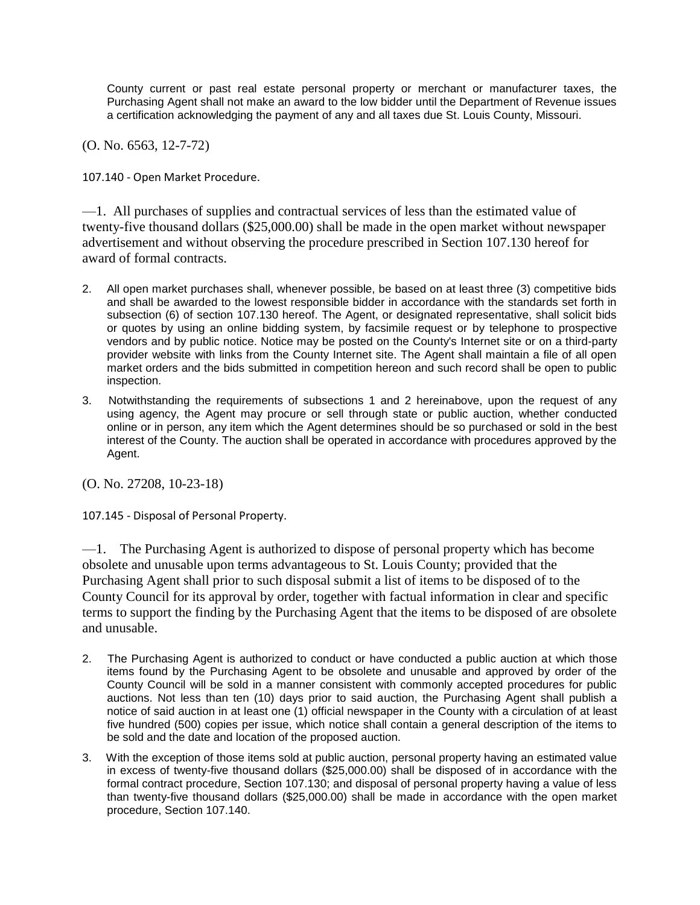County current or past real estate personal property or merchant or manufacturer taxes, the Purchasing Agent shall not make an award to the low bidder until the Department of Revenue issues a certification acknowledging the payment of any and all taxes due St. Louis County, Missouri.

(O. No. 6563, 12-7-72)

107.140 - Open Market Procedure.

—1. All purchases of supplies and contractual services of less than the estimated value of twenty-five thousand dollars ($25,000.00) shall be made in the open market without newspaper advertisement and without observing the procedure prescribed in Section 107.130 hereof for award of formal contracts.

2. All open market purchases shall, whenever possible, be based on at least three (3) competitive bids and shall be awarded to the lowest responsible bidder in accordance with the standards set forth in subsection (6) of section 107.130 hereof. The Agent, or designated representative, shall solicit bids or quotes by using an online bidding system, by facsimile request or by telephone to prospective vendors and by public notice. Notice may be posted on the County's Internet site or on a third-party provider website with links from the County Internet site. The Agent shall maintain a file of all open market orders and the bids submitted in competition hereon and such record shall be open to public inspection.

3. Notwithstanding the requirements of subsections 1 and 2 hereinabove, upon the request of any using agency, the Agent may procure or sell through state or public auction, whether conducted online or in person, any item which the Agent determines should be so purchased or sold in the best interest of the County. The auction shall be operated in accordance with procedures approved by the Agent.

(O. No. 27208, 10-23-18)

107.145 - Disposal of Personal Property.

—1. The Purchasing Agent is authorized to dispose of personal property which has become obsolete and unusable upon terms advantageous to St. Louis County; provided that the Purchasing Agent shall prior to such disposal submit a list of items to be disposed of to the County Council for its approval by order, together with factual information in clear and specific terms to support the finding by the Purchasing Agent that the items to be disposed of are obsolete and unusable.

2. The Purchasing Agent is authorized to conduct or have conducted a public auction at which those items found by the Purchasing Agent to be obsolete and unusable and approved by order of the County Council will be sold in a manner consistent with commonly accepted procedures for public auctions. Not less than ten (10) days prior to said auction, the Purchasing Agent shall publish a notice of said auction in at least one (1) official newspaper in the County with a circulation of at least five hundred (500) copies per issue, which notice shall contain a general description of the items to be sold and the date and location of the proposed auction.

3. With the exception of those items sold at public auction, personal property having an estimated value in excess of twenty-five thousand dollars ($25,000.00) shall be disposed of in accordance with the formal contract procedure, Section 107.130; and disposal of personal property having a value of less than twenty-five thousand dollars ($25,000.00) shall be made in accordance with the open market procedure, Section 107.140.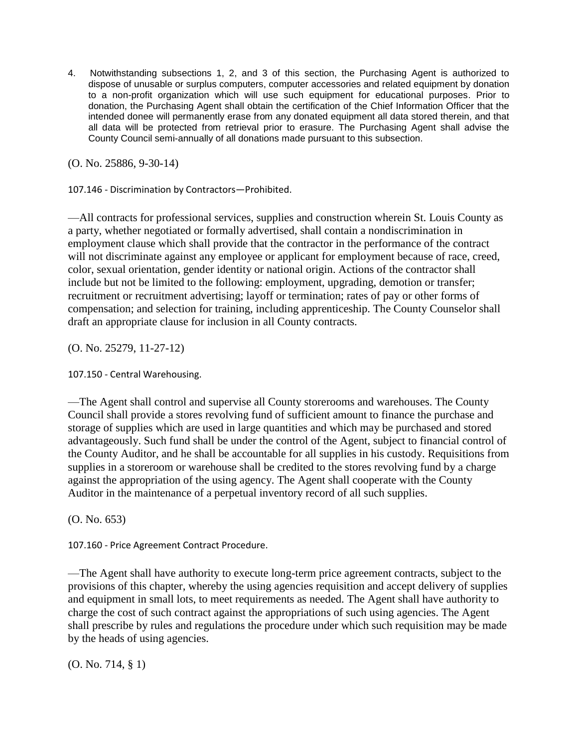4. Notwithstanding subsections 1, 2, and 3 of this section, the Purchasing Agent is authorized to dispose of unusable or surplus computers, computer accessories and related equipment by donation to a non-profit organization which will use such equipment for educational purposes. Prior to donation, the Purchasing Agent shall obtain the certification of the Chief Information Officer that the intended donee will permanently erase from any donated equipment all data stored therein, and that all data will be protected from retrieval prior to erasure. The Purchasing Agent shall advise the County Council semi-annually of all donations made pursuant to this subsection.

(O. No. 25886, 9-30-14)

107.146 - Discrimination by Contractors—Prohibited.

—All contracts for professional services, supplies and construction wherein St. Louis County as a party, whether negotiated or formally advertised, shall contain a nondiscrimination in employment clause which shall provide that the contractor in the performance of the contract will not discriminate against any employee or applicant for employment because of race, creed, color, sexual orientation, gender identity or national origin. Actions of the contractor shall include but not be limited to the following: employment, upgrading, demotion or transfer; recruitment or recruitment advertising; layoff or termination; rates of pay or other forms of compensation; and selection for training, including apprenticeship. The County Counselor shall draft an appropriate clause for inclusion in all County contracts.

(O. No. 25279, 11-27-12)

107.150 - Central Warehousing.

—The Agent shall control and supervise all County storerooms and warehouses. The County Council shall provide a stores revolving fund of sufficient amount to finance the purchase and storage of supplies which are used in large quantities and which may be purchased and stored advantageously. Such fund shall be under the control of the Agent, subject to financial control of the County Auditor, and he shall be accountable for all supplies in his custody. Requisitions from supplies in a storeroom or warehouse shall be credited to the stores revolving fund by a charge against the appropriation of the using agency. The Agent shall cooperate with the County Auditor in the maintenance of a perpetual inventory record of all such supplies.

(O. No. 653)

107.160 - Price Agreement Contract Procedure.

—The Agent shall have authority to execute long-term price agreement contracts, subject to the provisions of this chapter, whereby the using agencies requisition and accept delivery of supplies and equipment in small lots, to meet requirements as needed. The Agent shall have authority to charge the cost of such contract against the appropriations of such using agencies. The Agent shall prescribe by rules and regulations the procedure under which such requisition may be made by the heads of using agencies.

(O. No. 714, § 1)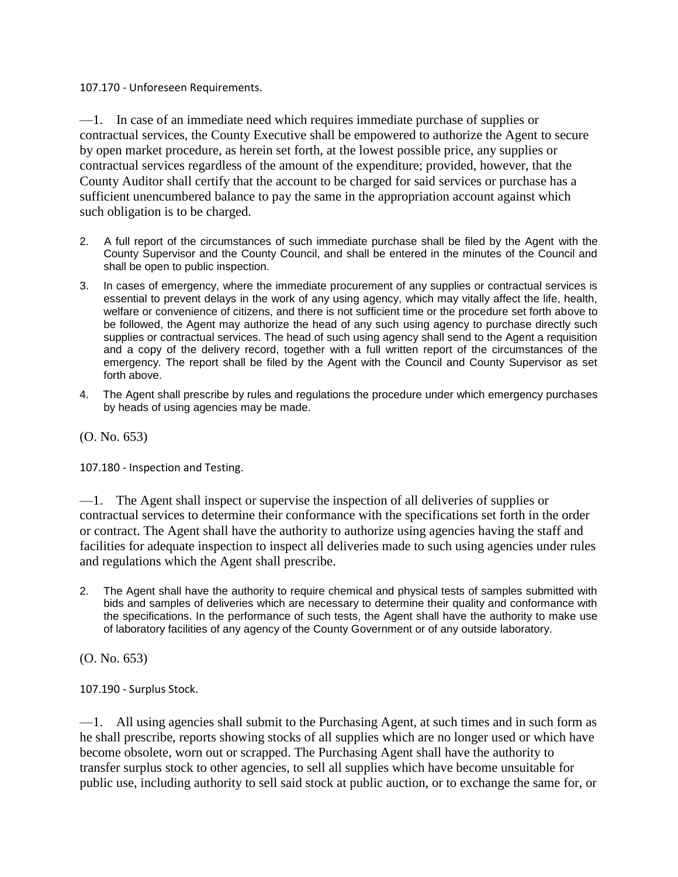107.170 - Unforeseen Requirements.

—1. In case of an immediate need which requires immediate purchase of supplies or contractual services, the County Executive shall be empowered to authorize the Agent to secure by open market procedure, as herein set forth, at the lowest possible price, any supplies or contractual services regardless of the amount of the expenditure; provided, however, that the County Auditor shall certify that the account to be charged for said services or purchase has a sufficient unencumbered balance to pay the same in the appropriation account against which such obligation is to be charged.

2. A full report of the circumstances of such immediate purchase shall be filed by the Agent with the County Supervisor and the County Council, and shall be entered in the minutes of the Council and shall be open to public inspection.

3. In cases of emergency, where the immediate procurement of any supplies or contractual services is essential to prevent delays in the work of any using agency, which may vitally affect the life, health, welfare or convenience of citizens, and there is not sufficient time or the procedure set forth above to be followed, the Agent may authorize the head of any such using agency to purchase directly such supplies or contractual services. The head of such using agency shall send to the Agent a requisition and a copy of the delivery record, together with a full written report of the circumstances of the emergency. The report shall be filed by the Agent with the Council and County Supervisor as set forth above.

4. The Agent shall prescribe by rules and regulations the procedure under which emergency purchases by heads of using agencies may be made.

(O. No. 653)

107.180 - Inspection and Testing.

—1. The Agent shall inspect or supervise the inspection of all deliveries of supplies or contractual services to determine their conformance with the specifications set forth in the order or contract. The Agent shall have the authority to authorize using agencies having the staff and facilities for adequate inspection to inspect all deliveries made to such using agencies under rules and regulations which the Agent shall prescribe.

2. The Agent shall have the authority to require chemical and physical tests of samples submitted with bids and samples of deliveries which are necessary to determine their quality and conformance with the specifications. In the performance of such tests, the Agent shall have the authority to make use of laboratory facilities of any agency of the County Government or of any outside laboratory.

(O. No. 653)

107.190 - Surplus Stock.

—1. All using agencies shall submit to the Purchasing Agent, at such times and in such form as he shall prescribe, reports showing stocks of all supplies which are no longer used or which have become obsolete, worn out or scrapped. The Purchasing Agent shall have the authority to transfer surplus stock to other agencies, to sell all supplies which have become unsuitable for public use, including authority to sell said stock at public auction, or to exchange the same for, or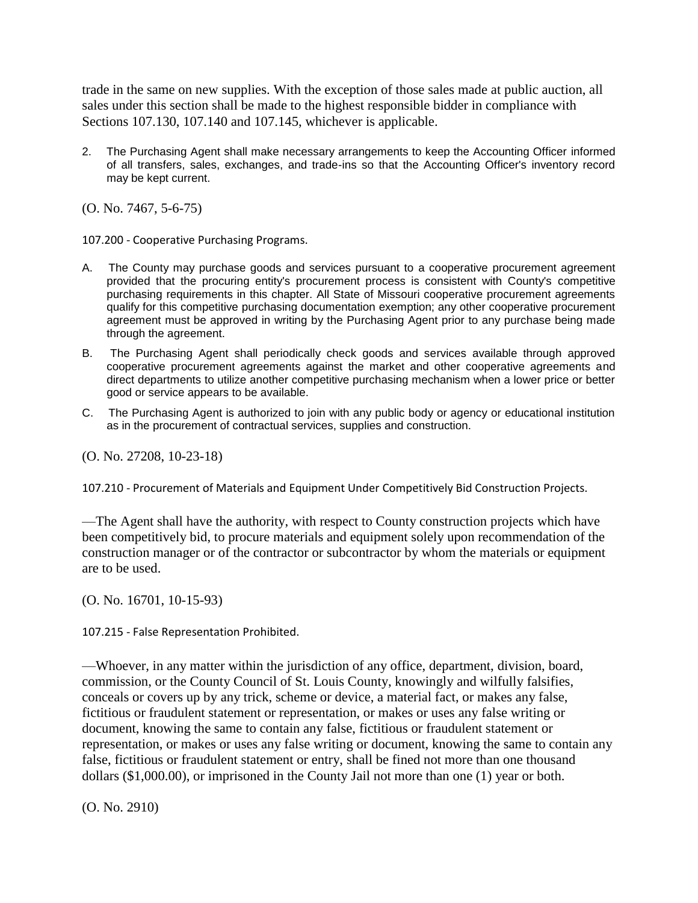trade in the same on new supplies. With the exception of those sales made at public auction, all sales under this section shall be made to the highest responsible bidder in compliance with Sections 107.130, 107.140 and 107.145, whichever is applicable.

2. The Purchasing Agent shall make necessary arrangements to keep the Accounting Officer informed of all transfers, sales, exchanges, and trade-ins so that the Accounting Officer's inventory record may be kept current.

(O. No. 7467, 5-6-75)

107.200 - Cooperative Purchasing Programs.

A. The County may purchase goods and services pursuant to a cooperative procurement agreement provided that the procuring entity's procurement process is consistent with County's competitive purchasing requirements in this chapter. All State of Missouri cooperative procurement agreements qualify for this competitive purchasing documentation exemption; any other cooperative procurement agreement must be approved in writing by the Purchasing Agent prior to any purchase being made through the agreement.

B. The Purchasing Agent shall periodically check goods and services available through approved cooperative procurement agreements against the market and other cooperative agreements and direct departments to utilize another competitive purchasing mechanism when a lower price or better good or service appears to be available.

C. The Purchasing Agent is authorized to join with any public body or agency or educational institution as in the procurement of contractual services, supplies and construction.

(O. No. 27208, 10-23-18)

107.210 - Procurement of Materials and Equipment Under Competitively Bid Construction Projects.

—The Agent shall have the authority, with respect to County construction projects which have been competitively bid, to procure materials and equipment solely upon recommendation of the construction manager or of the contractor or subcontractor by whom the materials or equipment are to be used.

(O. No. 16701, 10-15-93)

107.215 - False Representation Prohibited.

—Whoever, in any matter within the jurisdiction of any office, department, division, board, commission, or the County Council of St. Louis County, knowingly and wilfully falsifies, conceals or covers up by any trick, scheme or device, a material fact, or makes any false, fictitious or fraudulent statement or representation, or makes or uses any false writing or document, knowing the same to contain any false, fictitious or fraudulent statement or representation, or makes or uses any false writing or document, knowing the same to contain any false, fictitious or fraudulent statement or entry, shall be fined not more than one thousand dollars ($1,000.00), or imprisoned in the County Jail not more than one (1) year or both.

(O. No. 2910)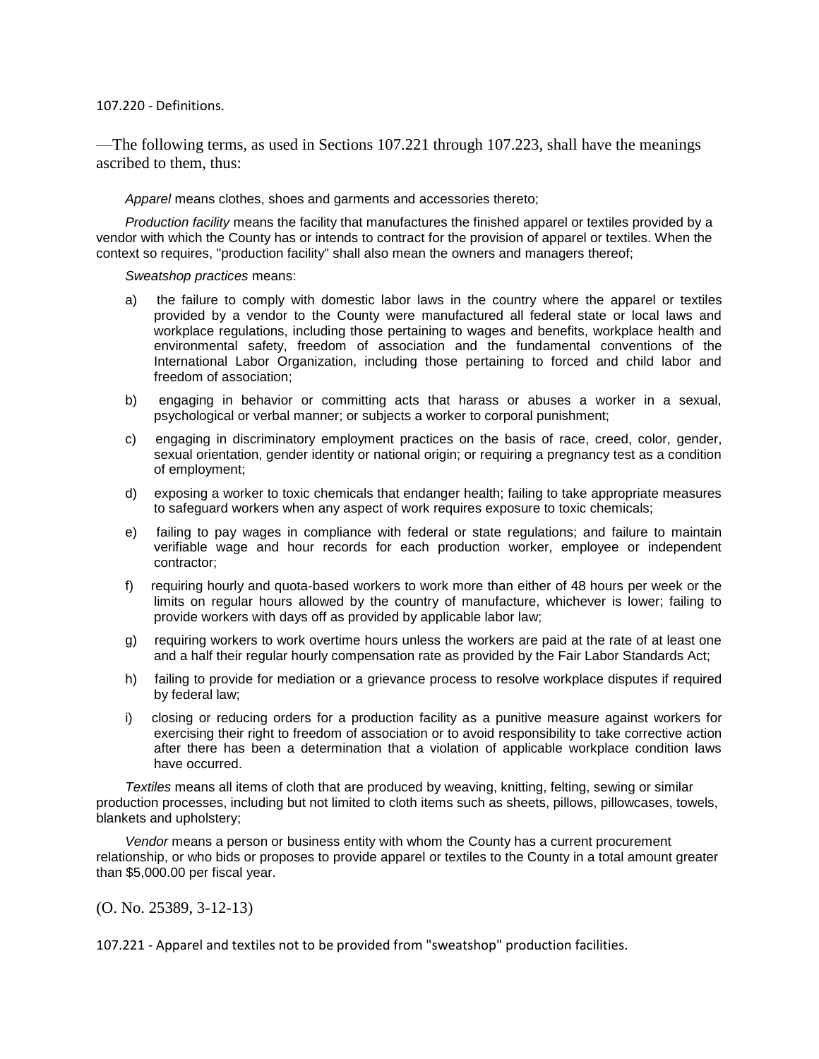107.220 - Definitions.

—The following terms, as used in Sections 107.221 through 107.223, shall have the meanings ascribed to them, thus:

*Apparel* means clothes, shoes and garments and accessories thereto;

*Production facility* means the facility that manufactures the finished apparel or textiles provided by a vendor with which the County has or intends to contract for the provision of apparel or textiles. When the context so requires, "production facility" shall also mean the owners and managers thereof;

*Sweatshop practices* means:

a) the failure to comply with domestic labor laws in the country where the apparel or textiles provided by a vendor to the County were manufactured all federal state or local laws and workplace regulations, including those pertaining to wages and benefits, workplace health and environmental safety, freedom of association and the fundamental conventions of the International Labor Organization, including those pertaining to forced and child labor and freedom of association;

b) engaging in behavior or committing acts that harass or abuses a worker in a sexual, psychological or verbal manner; or subjects a worker to corporal punishment;

c) engaging in discriminatory employment practices on the basis of race, creed, color, gender, sexual orientation, gender identity or national origin; or requiring a pregnancy test as a condition of employment;

d) exposing a worker to toxic chemicals that endanger health; failing to take appropriate measures to safeguard workers when any aspect of work requires exposure to toxic chemicals;

e) failing to pay wages in compliance with federal or state regulations; and failure to maintain verifiable wage and hour records for each production worker, employee or independent contractor;

f) requiring hourly and quota-based workers to work more than either of 48 hours per week or the limits on regular hours allowed by the country of manufacture, whichever is lower; failing to provide workers with days off as provided by applicable labor law;

g) requiring workers to work overtime hours unless the workers are paid at the rate of at least one and a half their regular hourly compensation rate as provided by the Fair Labor Standards Act;

h) failing to provide for mediation or a grievance process to resolve workplace disputes if required by federal law;

i) closing or reducing orders for a production facility as a punitive measure against workers for exercising their right to freedom of association or to avoid responsibility to take corrective action after there has been a determination that a violation of applicable workplace condition laws have occurred.

*Textiles* means all items of cloth that are produced by weaving, knitting, felting, sewing or similar production processes, including but not limited to cloth items such as sheets, pillows, pillowcases, towels, blankets and upholstery;

*Vendor* means a person or business entity with whom the County has a current procurement relationship, or who bids or proposes to provide apparel or textiles to the County in a total amount greater than $5,000.00 per fiscal year.

(O. No. 25389, 3-12-13)

107.221 - Apparel and textiles not to be provided from "sweatshop" production facilities.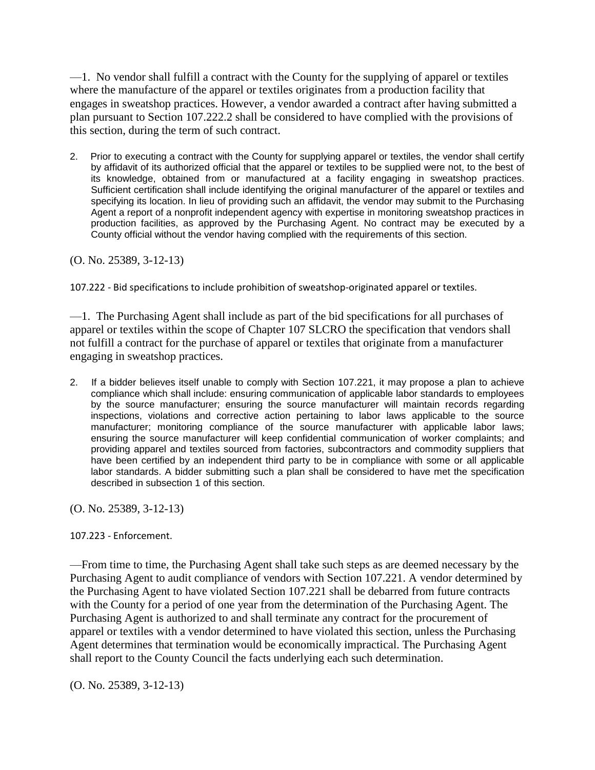—1. No vendor shall fulfill a contract with the County for the supplying of apparel or textiles where the manufacture of the apparel or textiles originates from a production facility that engages in sweatshop practices. However, a vendor awarded a contract after having submitted a plan pursuant to Section 107.222.2 shall be considered to have complied with the provisions of this section, during the term of such contract.

2. Prior to executing a contract with the County for supplying apparel or textiles, the vendor shall certify by affidavit of its authorized official that the apparel or textiles to be supplied were not, to the best of its knowledge, obtained from or manufactured at a facility engaging in sweatshop practices. Sufficient certification shall include identifying the original manufacturer of the apparel or textiles and specifying its location. In lieu of providing such an affidavit, the vendor may submit to the Purchasing Agent a report of a nonprofit independent agency with expertise in monitoring sweatshop practices in production facilities, as approved by the Purchasing Agent. No contract may be executed by a County official without the vendor having complied with the requirements of this section.

(O. No. 25389, 3-12-13)

107.222 - Bid specifications to include prohibition of sweatshop-originated apparel or textiles.

—1. The Purchasing Agent shall include as part of the bid specifications for all purchases of apparel or textiles within the scope of Chapter 107 SLCRO the specification that vendors shall not fulfill a contract for the purchase of apparel or textiles that originate from a manufacturer engaging in sweatshop practices.

2. If a bidder believes itself unable to comply with Section 107.221, it may propose a plan to achieve compliance which shall include: ensuring communication of applicable labor standards to employees by the source manufacturer; ensuring the source manufacturer will maintain records regarding inspections, violations and corrective action pertaining to labor laws applicable to the source manufacturer; monitoring compliance of the source manufacturer with applicable labor laws; ensuring the source manufacturer will keep confidential communication of worker complaints; and providing apparel and textiles sourced from factories, subcontractors and commodity suppliers that have been certified by an independent third party to be in compliance with some or all applicable labor standards. A bidder submitting such a plan shall be considered to have met the specification described in subsection 1 of this section.

(O. No. 25389, 3-12-13)

107.223 - Enforcement.

—From time to time, the Purchasing Agent shall take such steps as are deemed necessary by the Purchasing Agent to audit compliance of vendors with Section 107.221. A vendor determined by the Purchasing Agent to have violated Section 107.221 shall be debarred from future contracts with the County for a period of one year from the determination of the Purchasing Agent. The Purchasing Agent is authorized to and shall terminate any contract for the procurement of apparel or textiles with a vendor determined to have violated this section, unless the Purchasing Agent determines that termination would be economically impractical. The Purchasing Agent shall report to the County Council the facts underlying each such determination.

(O. No. 25389, 3-12-13)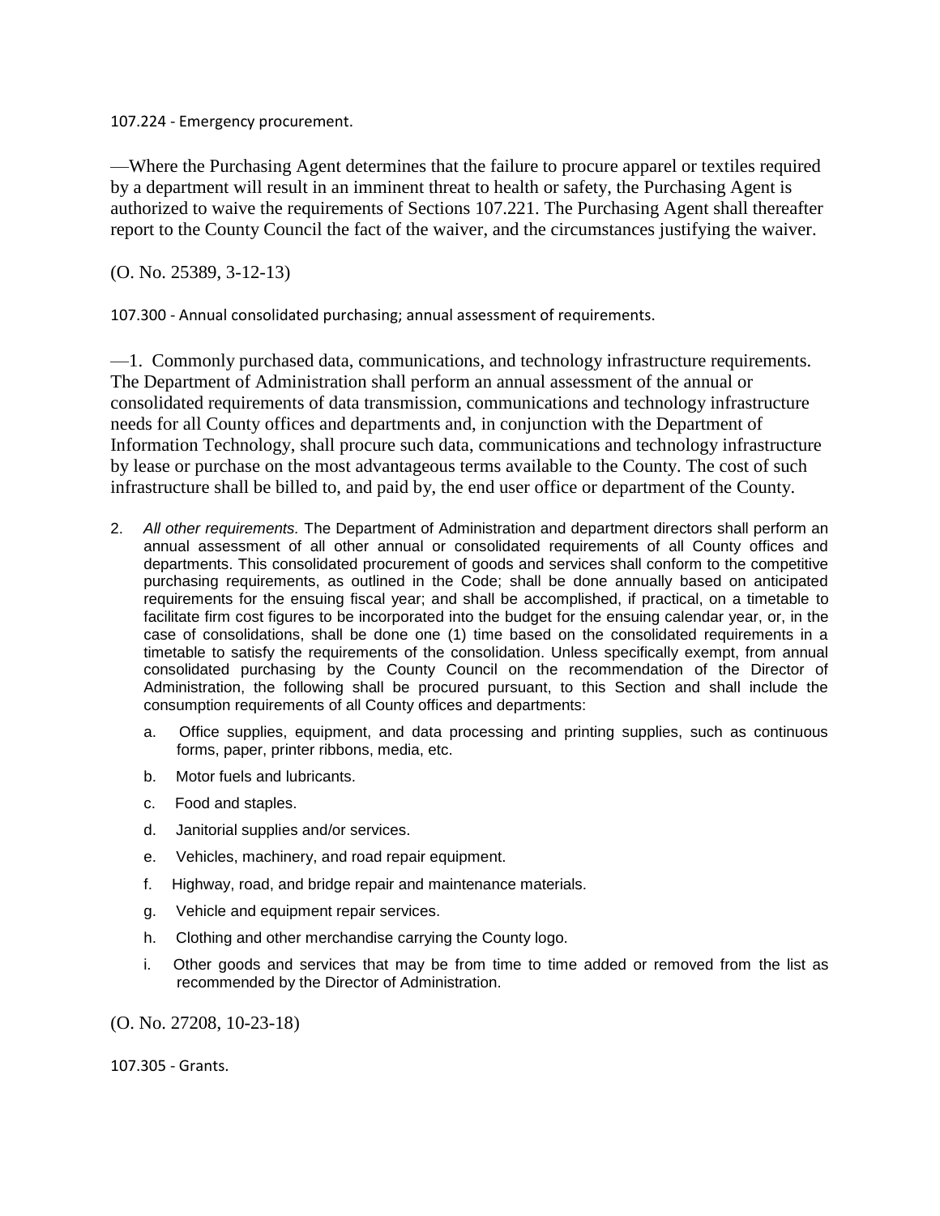107.224 - Emergency procurement.

—Where the Purchasing Agent determines that the failure to procure apparel or textiles required by a department will result in an imminent threat to health or safety, the Purchasing Agent is authorized to waive the requirements of Sections 107.221. The Purchasing Agent shall thereafter report to the County Council the fact of the waiver, and the circumstances justifying the waiver.

(O. No. 25389, 3-12-13)

107.300 - Annual consolidated purchasing; annual assessment of requirements.

—1. Commonly purchased data, communications, and technology infrastructure requirements. The Department of Administration shall perform an annual assessment of the annual or consolidated requirements of data transmission, communications and technology infrastructure needs for all County offices and departments and, in conjunction with the Department of Information Technology, shall procure such data, communications and technology infrastructure by lease or purchase on the most advantageous terms available to the County. The cost of such infrastructure shall be billed to, and paid by, the end user office or department of the County.

2. *All other requirements.* The Department of Administration and department directors shall perform an annual assessment of all other annual or consolidated requirements of all County offices and departments. This consolidated procurement of goods and services shall conform to the competitive purchasing requirements, as outlined in the Code; shall be done annually based on anticipated requirements for the ensuing fiscal year; and shall be accomplished, if practical, on a timetable to facilitate firm cost figures to be incorporated into the budget for the ensuing calendar year, or, in the case of consolidations, shall be done one (1) time based on the consolidated requirements in a timetable to satisfy the requirements of the consolidation. Unless specifically exempt, from annual consolidated purchasing by the County Council on the recommendation of the Director of Administration, the following shall be procured pursuant, to this Section and shall include the consumption requirements of all County offices and departments:

   a. Office supplies, equipment, and data processing and printing supplies, such as continuous forms, paper, printer ribbons, media, etc.

   b. Motor fuels and lubricants.

   c. Food and staples.

   d. Janitorial supplies and/or services.

   e. Vehicles, machinery, and road repair equipment.

   f. Highway, road, and bridge repair and maintenance materials.

   g. Vehicle and equipment repair services.

   h. Clothing and other merchandise carrying the County logo.

   i. Other goods and services that may be from time to time added or removed from the list as recommended by the Director of Administration.

(O. No. 27208, 10-23-18)

107.305 - Grants.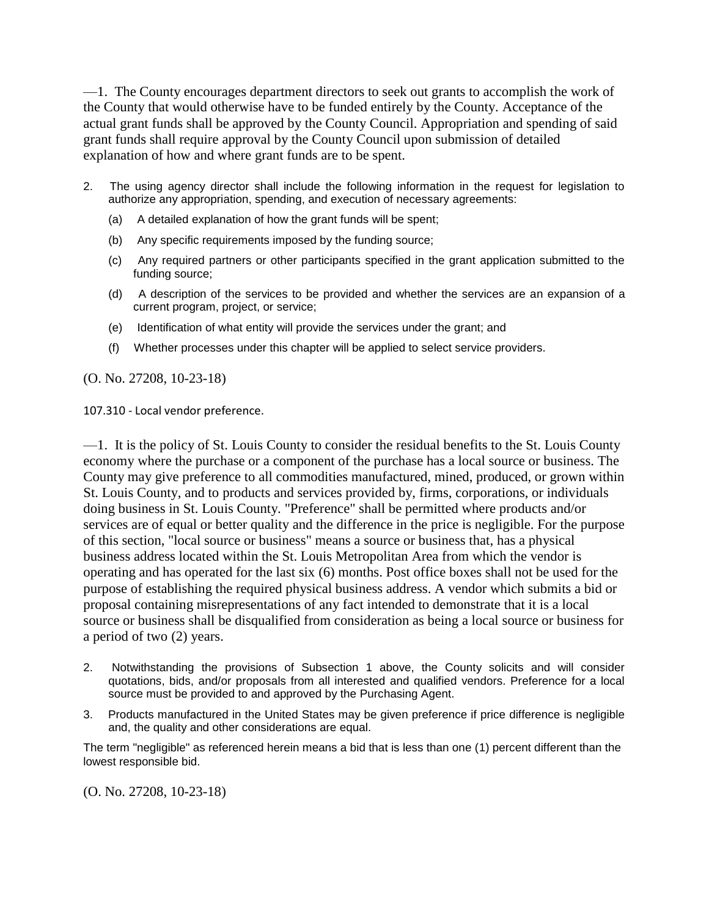—1. The County encourages department directors to seek out grants to accomplish the work of the County that would otherwise have to be funded entirely by the County. Acceptance of the actual grant funds shall be approved by the County Council. Appropriation and spending of said grant funds shall require approval by the County Council upon submission of detailed explanation of how and where grant funds are to be spent.

2. The using agency director shall include the following information in the request for legislation to authorize any appropriation, spending, and execution of necessary agreements:

   (a) A detailed explanation of how the grant funds will be spent;

   (b) Any specific requirements imposed by the funding source;

   (c) Any required partners or other participants specified in the grant application submitted to the funding source;

   (d) A description of the services to be provided and whether the services are an expansion of a current program, project, or service;

   (e) Identification of what entity will provide the services under the grant; and

   (f) Whether processes under this chapter will be applied to select service providers.

(O. No. 27208, 10-23-18)

107.310 - Local vendor preference.

—1. It is the policy of St. Louis County to consider the residual benefits to the St. Louis County economy where the purchase or a component of the purchase has a local source or business. The County may give preference to all commodities manufactured, mined, produced, or grown within St. Louis County, and to products and services provided by, firms, corporations, or individuals doing business in St. Louis County. "Preference" shall be permitted where products and/or services are of equal or better quality and the difference in the price is negligible. For the purpose of this section, "local source or business" means a source or business that, has a physical business address located within the St. Louis Metropolitan Area from which the vendor is operating and has operated for the last six (6) months. Post office boxes shall not be used for the purpose of establishing the required physical business address. A vendor which submits a bid or proposal containing misrepresentations of any fact intended to demonstrate that it is a local source or business shall be disqualified from consideration as being a local source or business for a period of two (2) years.

2. Notwithstanding the provisions of Subsection 1 above, the County solicits and will consider quotations, bids, and/or proposals from all interested and qualified vendors. Preference for a local source must be provided to and approved by the Purchasing Agent.

3. Products manufactured in the United States may be given preference if price difference is negligible and, the quality and other considerations are equal.

The term "negligible" as referenced herein means a bid that is less than one (1) percent different than the lowest responsible bid.

(O. No. 27208, 10-23-18)